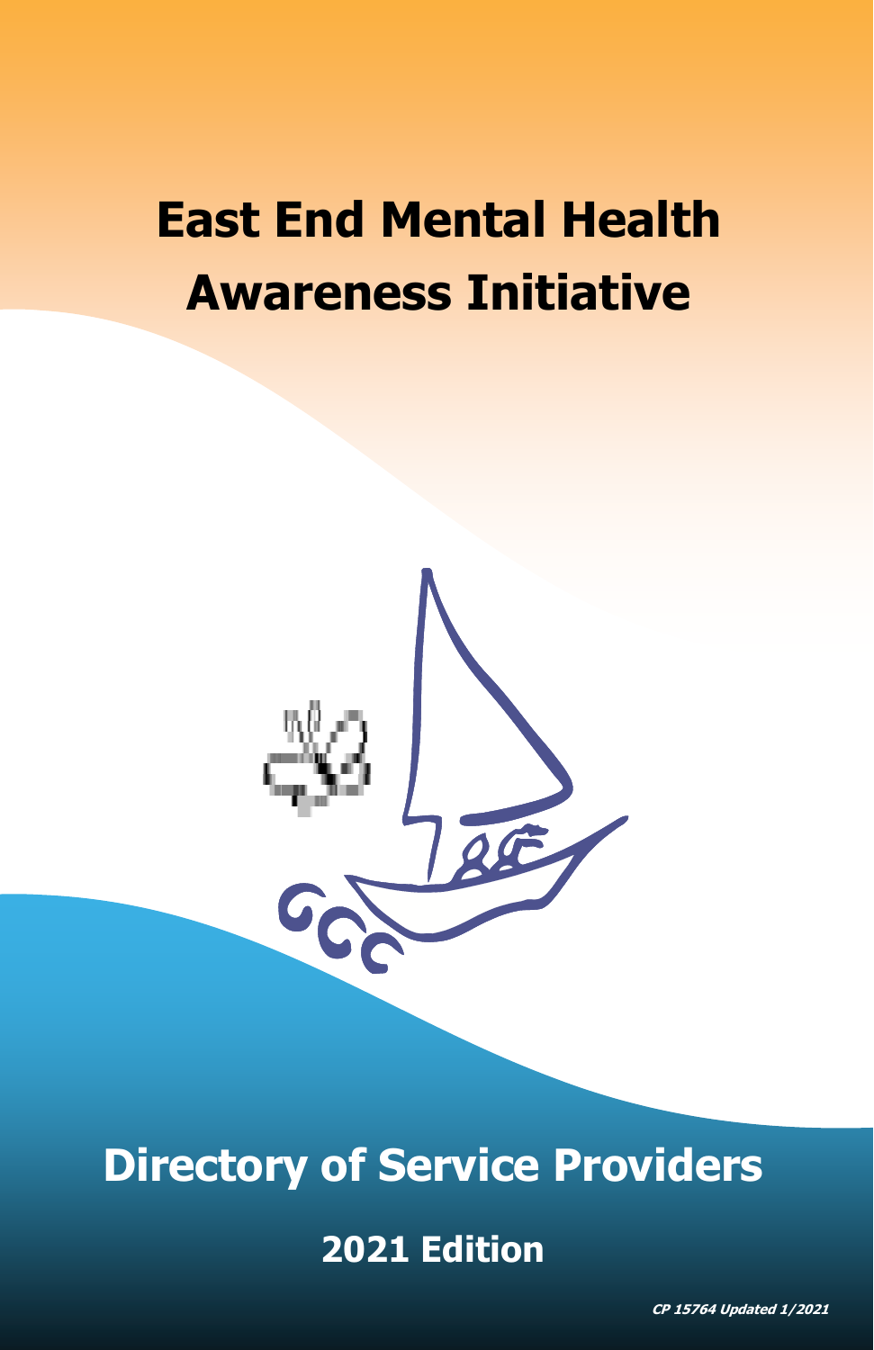# East End Mental Health Awareness Initiative

## Directory of Service Providers

## 2021 Edition

***CP 15764 Updated 1/2021***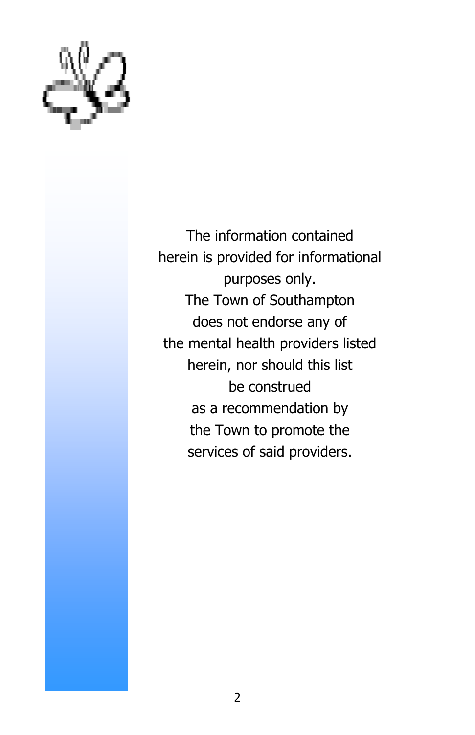The information contained
herein is provided for informational
purposes only.
The Town of Southampton
does not endorse any of
the mental health providers listed
herein, nor should this list
be construed
as a recommendation by
the Town to promote the
services of said providers.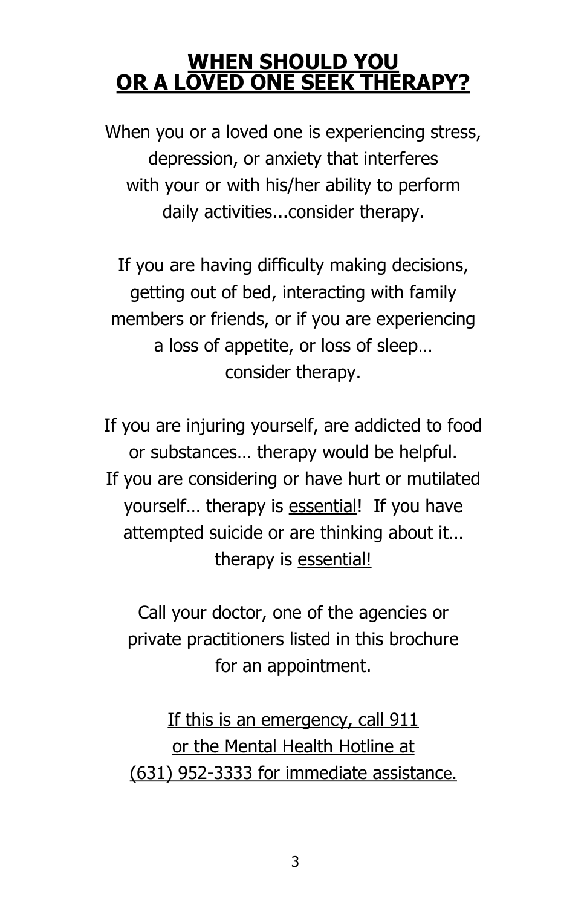# WHEN SHOULD YOU OR A LOVED ONE SEEK THERAPY?

When you or a loved one is experiencing stress, depression, or anxiety that interferes with your or with his/her ability to perform daily activities...consider therapy.

If you are having difficulty making decisions, getting out of bed, interacting with family members or friends, or if you are experiencing a loss of appetite, or loss of sleep… consider therapy.

If you are injuring yourself, are addicted to food or substances… therapy would be helpful. If you are considering or have hurt or mutilated yourself… therapy is <u>essential</u>! If you have attempted suicide or are thinking about it… therapy is <u>essential!</u>

Call your doctor, one of the agencies or private practitioners listed in this brochure for an appointment.

<u>If this is an emergency, call 911 or the Mental Health Hotline at (631) 952-3333 for immediate assistance.</u>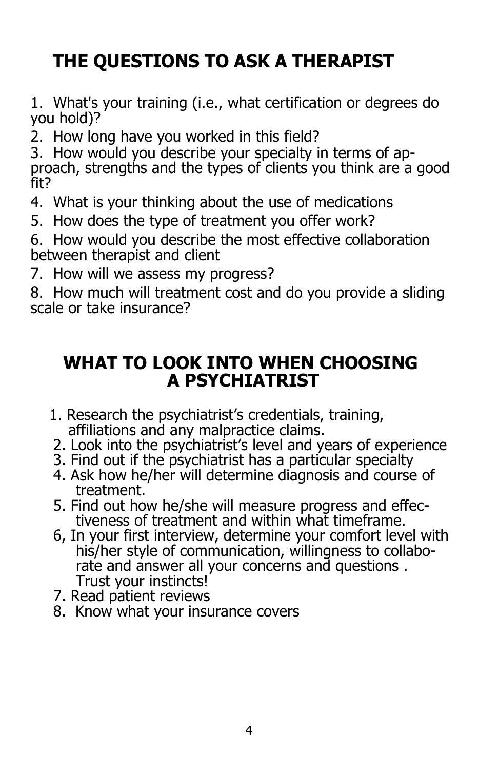## THE QUESTIONS TO ASK A THERAPIST

1. What's your training (i.e., what certification or degrees do you hold)?
2. How long have you worked in this field?
3. How would you describe your specialty in terms of approach, strengths and the types of clients you think are a good fit?
4. What is your thinking about the use of medications
5. How does the type of treatment you offer work?
6. How would you describe the most effective collaboration between therapist and client
7. How will we assess my progress?
8. How much will treatment cost and do you provide a sliding scale or take insurance?

## WHAT TO LOOK INTO WHEN CHOOSING A PSYCHIATRIST

1. Research the psychiatrist's credentials, training, affiliations and any malpractice claims.
2. Look into the psychiatrist's level and years of experience
3. Find out if the psychiatrist has a particular specialty
4. Ask how he/her will determine diagnosis and course of treatment.
5. Find out how he/she will measure progress and effectiveness of treatment and within what timeframe.
6. In your first interview, determine your comfort level with his/her style of communication, willingness to collaborate and answer all your concerns and questions . Trust your instincts!
7. Read patient reviews
8. Know what your insurance covers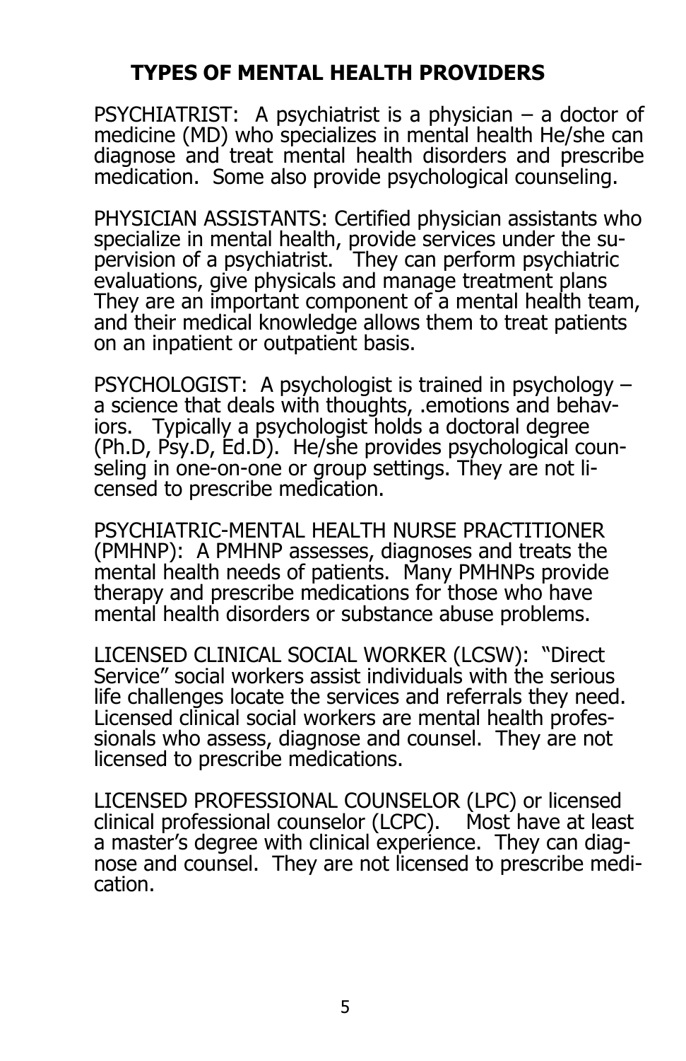## TYPES OF MENTAL HEALTH PROVIDERS

PSYCHIATRIST: A psychiatrist is a physician – a doctor of medicine (MD) who specializes in mental health He/she can diagnose and treat mental health disorders and prescribe medication. Some also provide psychological counseling.

PHYSICIAN ASSISTANTS: Certified physician assistants who specialize in mental health, provide services under the supervision of a psychiatrist. They can perform psychiatric evaluations, give physicals and manage treatment plans They are an important component of a mental health team, and their medical knowledge allows them to treat patients on an inpatient or outpatient basis.

PSYCHOLOGIST: A psychologist is trained in psychology – a science that deals with thoughts, .emotions and behaviors. Typically a psychologist holds a doctoral degree (Ph.D, Psy.D, Ed.D). He/she provides psychological counseling in one-on-one or group settings. They are not licensed to prescribe medication.

PSYCHIATRIC-MENTAL HEALTH NURSE PRACTITIONER (PMHNP): A PMHNP assesses, diagnoses and treats the mental health needs of patients. Many PMHNPs provide therapy and prescribe medications for those who have mental health disorders or substance abuse problems.

LICENSED CLINICAL SOCIAL WORKER (LCSW): "Direct Service" social workers assist individuals with the serious life challenges locate the services and referrals they need. Licensed clinical social workers are mental health professionals who assess, diagnose and counsel. They are not licensed to prescribe medications.

LICENSED PROFESSIONAL COUNSELOR (LPC) or licensed clinical professional counselor (LCPC). Most have at least a master's degree with clinical experience. They can diagnose and counsel. They are not licensed to prescribe medication.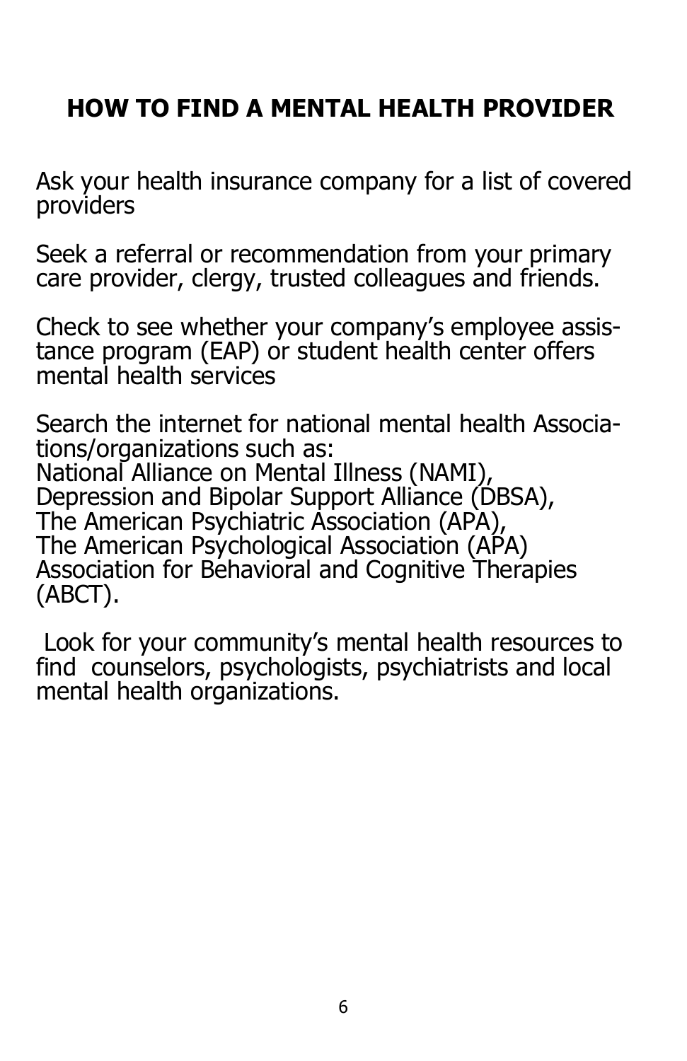# HOW TO FIND A MENTAL HEALTH PROVIDER

Ask your health insurance company for a list of covered providers

Seek a referral or recommendation from your primary care provider, clergy, trusted colleagues and friends.

Check to see whether your company's employee assistance program (EAP) or student health center offers mental health services

Search the internet for national mental health Associations/organizations such as:
National Alliance on Mental Illness (NAMI),
Depression and Bipolar Support Alliance (DBSA),
The American Psychiatric Association (APA),
The American Psychological Association (APA)
Association for Behavioral and Cognitive Therapies (ABCT).

Look for your community's mental health resources to find counselors, psychologists, psychiatrists and local mental health organizations.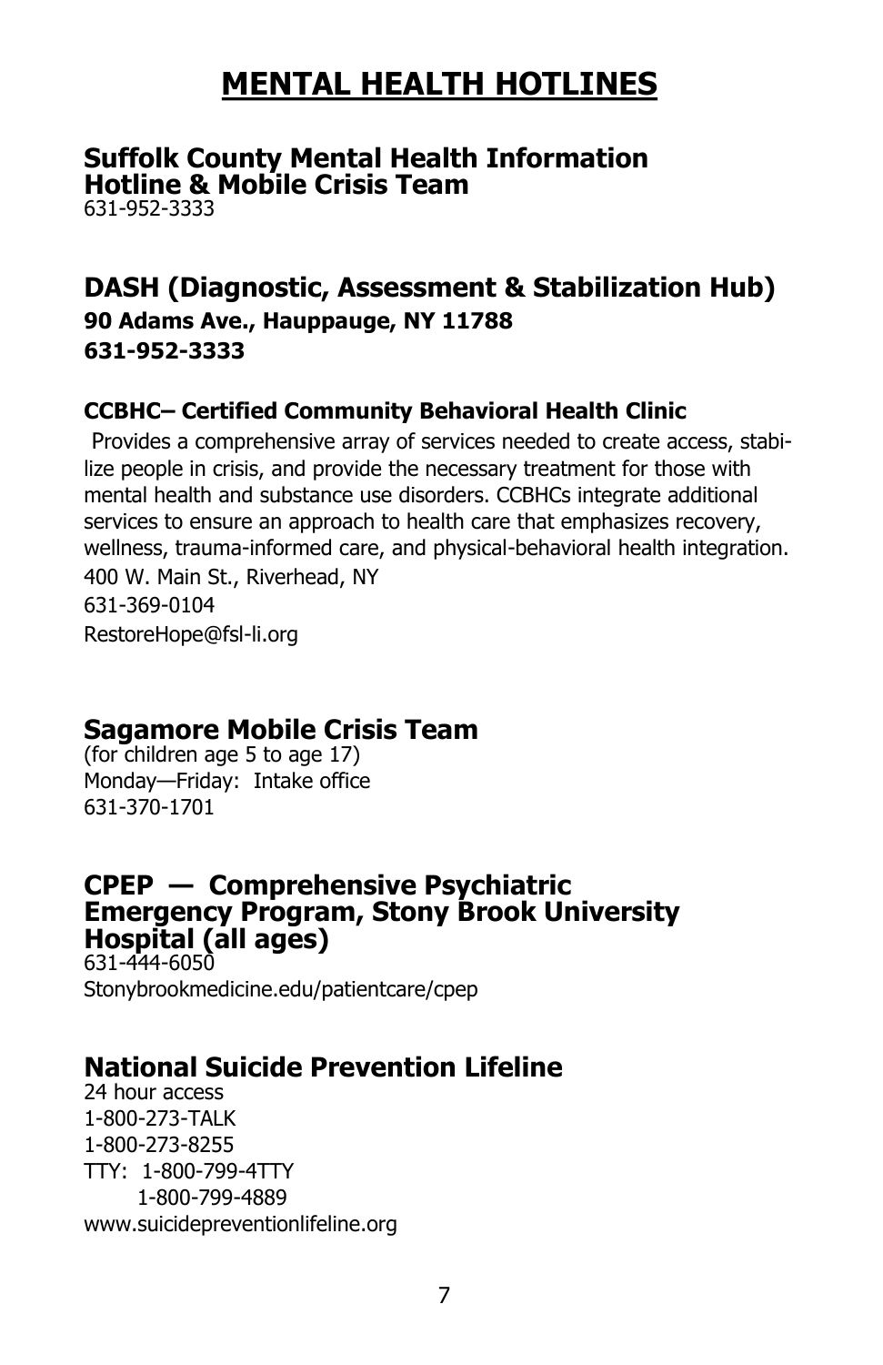# MENTAL HEALTH HOTLINES

## Suffolk County Mental Health Information Hotline & Mobile Crisis Team

631-952-3333

## DASH (Diagnostic, Assessment & Stabilization Hub)

**90 Adams Ave., Hauppauge, NY 11788**
**631-952-3333**

### CCBHC– Certified Community Behavioral Health Clinic

Provides a comprehensive array of services needed to create access, stabilize people in crisis, and provide the necessary treatment for those with mental health and substance use disorders. CCBHCs integrate additional services to ensure an approach to health care that emphasizes recovery, wellness, trauma-informed care, and physical-behavioral health integration.

400 W. Main St., Riverhead, NY
631-369-0104
RestoreHope@fsl-li.org

## Sagamore Mobile Crisis Team

(for children age 5 to age 17)
Monday—Friday: Intake office
631-370-1701

## CPEP — Comprehensive Psychiatric Emergency Program, Stony Brook University Hospital (all ages)

631-444-6050
Stonybrookmedicine.edu/patientcare/cpep

## National Suicide Prevention Lifeline

24 hour access
1-800-273-TALK
1-800-273-8255
TTY: 1-800-799-4TTY
1-800-799-4889
www.suicidepreventionlifeline.org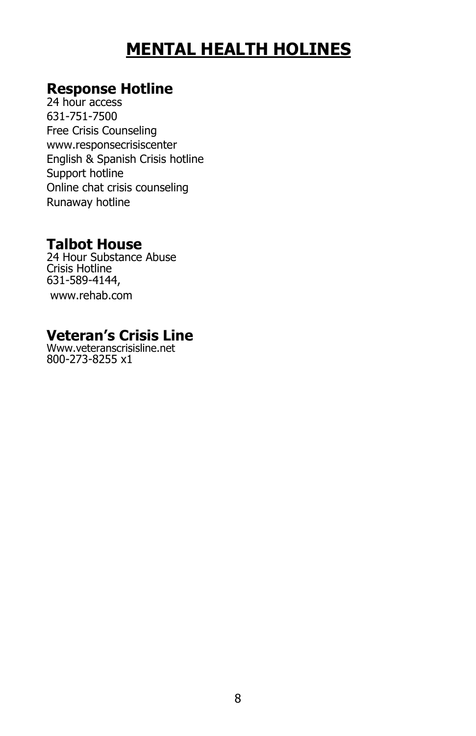# MENTAL HEALTH HOLINES

## Response Hotline

24 hour access
631-751-7500
Free Crisis Counseling
www.responsecrisiscenter
English & Spanish Crisis hotline
Support hotline
Online chat crisis counseling
Runaway hotline

## Talbot House

24 Hour Substance Abuse
Crisis Hotline
631-589-4144,
www.rehab.com

## Veteran's Crisis Line

Www.veteranscrisisline.net
800-273-8255 x1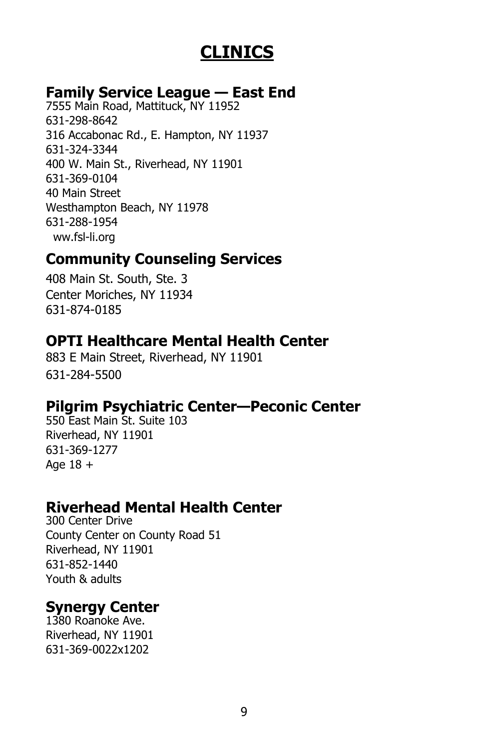# CLINICS

## Family Service League — East End

7555 Main Road, Mattituck, NY 11952
631-298-8642
316 Accabonac Rd., E. Hampton, NY 11937
631-324-3344
400 W. Main St., Riverhead, NY 11901
631-369-0104
40 Main Street
Westhampton Beach, NY 11978
631-288-1954
ww.fsl-li.org

## Community Counseling Services

408 Main St. South, Ste. 3
Center Moriches, NY 11934
631-874-0185

## OPTI Healthcare Mental Health Center

883 E Main Street, Riverhead, NY 11901
631-284-5500

## Pilgrim Psychiatric Center—Peconic Center

550 East Main St. Suite 103
Riverhead, NY 11901
631-369-1277
Age 18 +

## Riverhead Mental Health Center

300 Center Drive
County Center on County Road 51
Riverhead, NY 11901
631-852-1440
Youth & adults

## Synergy Center

1380 Roanoke Ave.
Riverhead, NY 11901
631-369-0022x1202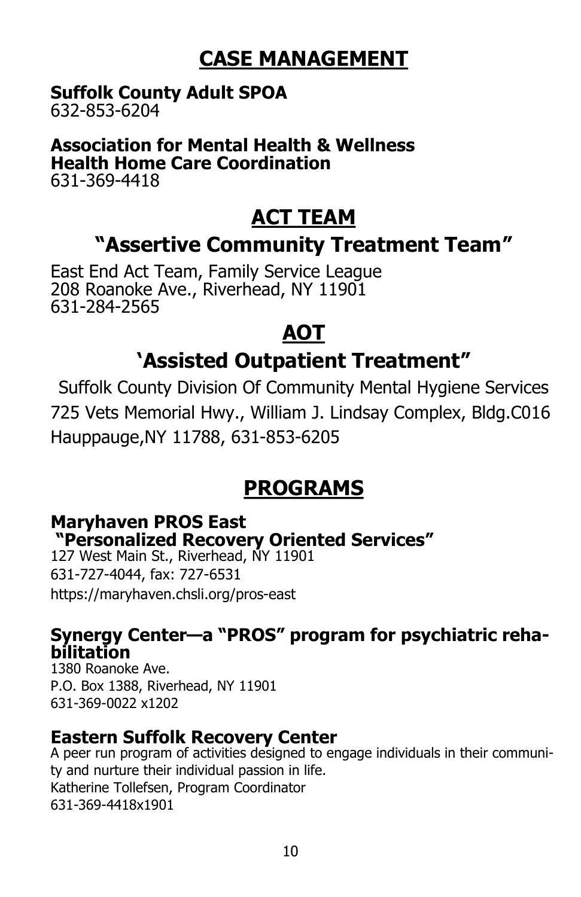# CASE MANAGEMENT

**Suffolk County Adult SPOA**
632-853-6204

**Association for Mental Health & Wellness**
**Health Home Care Coordination**
631-369-4418

# ACT TEAM

## "Assertive Community Treatment Team"

East End Act Team, Family Service League
208 Roanoke Ave., Riverhead, NY 11901
631-284-2565

# AOT

## 'Assisted Outpatient Treatment"

Suffolk County Division Of Community Mental Hygiene Services
725 Vets Memorial Hwy., William J. Lindsay Complex, Bldg.C016
Hauppauge,NY 11788, 631-853-6205

# PROGRAMS

### Maryhaven PROS East
### "Personalized Recovery Oriented Services"

127 West Main St., Riverhead, NY 11901
631-727-4044, fax: 727-6531
https://maryhaven.chsli.org/pros-east

### Synergy Center—a "PROS" program for psychiatric rehabilitation

1380 Roanoke Ave.
P.O. Box 1388, Riverhead, NY 11901
631-369-0022 x1202

### Eastern Suffolk Recovery Center

A peer run program of activities designed to engage individuals in their community and nurture their individual passion in life.
Katherine Tollefsen, Program Coordinator
631-369-4418x1901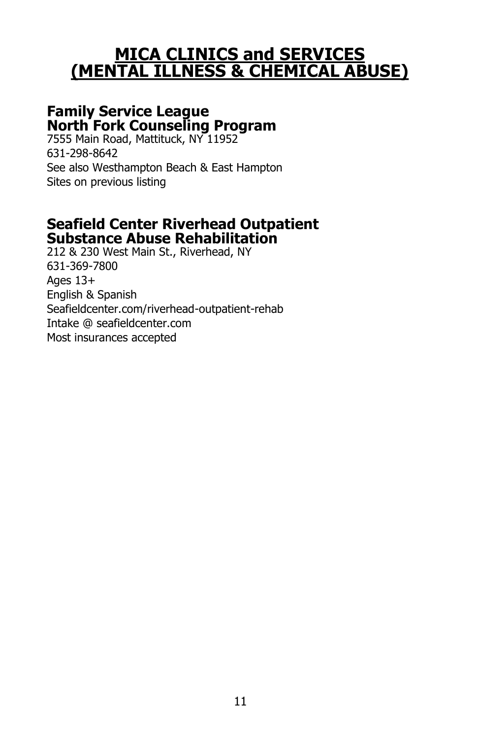# MICA CLINICS and SERVICES (MENTAL ILLNESS & CHEMICAL ABUSE)

## Family Service League North Fork Counseling Program

7555 Main Road, Mattituck, NY 11952
631-298-8642
See also Westhampton Beach & East Hampton
Sites on previous listing

## Seafield Center Riverhead Outpatient Substance Abuse Rehabilitation

212 & 230 West Main St., Riverhead, NY
631-369-7800
Ages 13+
English & Spanish
Seafieldcenter.com/riverhead-outpatient-rehab
Intake @ seafieldcenter.com
Most insurances accepted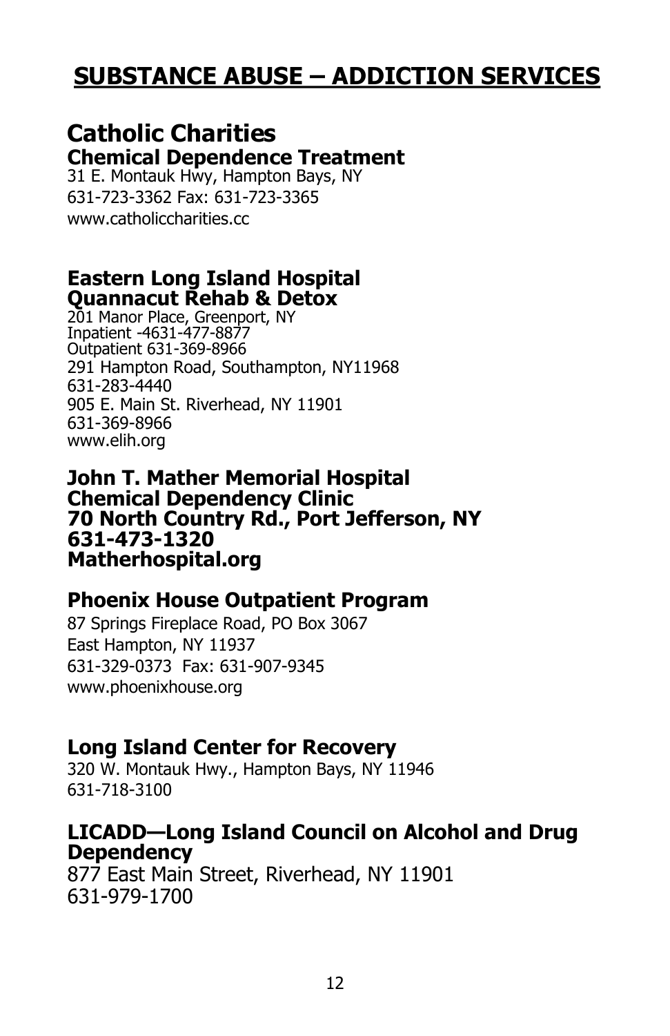# SUBSTANCE ABUSE – ADDICTION SERVICES

## Catholic Charities

### Chemical Dependence Treatment

31 E. Montauk Hwy, Hampton Bays, NY
631-723-3362 Fax: 631-723-3365
www.catholiccharities.cc

### Eastern Long Island Hospital
### Quannacut Rehab & Detox

201 Manor Place, Greenport, NY
Inpatient -4631-477-8877
Outpatient 631-369-8966
291 Hampton Road, Southampton, NY11968
631-283-4440
905 E. Main St. Riverhead, NY 11901
631-369-8966
www.elih.org

### John T. Mather Memorial Hospital
### Chemical Dependency Clinic

**70 North Country Rd., Port Jefferson, NY**
**631-473-1320**
**Matherhospital.org**

### Phoenix House Outpatient Program

87 Springs Fireplace Road, PO Box 3067
East Hampton, NY 11937
631-329-0373 Fax: 631-907-9345
www.phoenixhouse.org

### Long Island Center for Recovery

320 W. Montauk Hwy., Hampton Bays, NY 11946
631-718-3100

### LICADD—Long Island Council on Alcohol and Drug Dependency

877 East Main Street, Riverhead, NY 11901
631-979-1700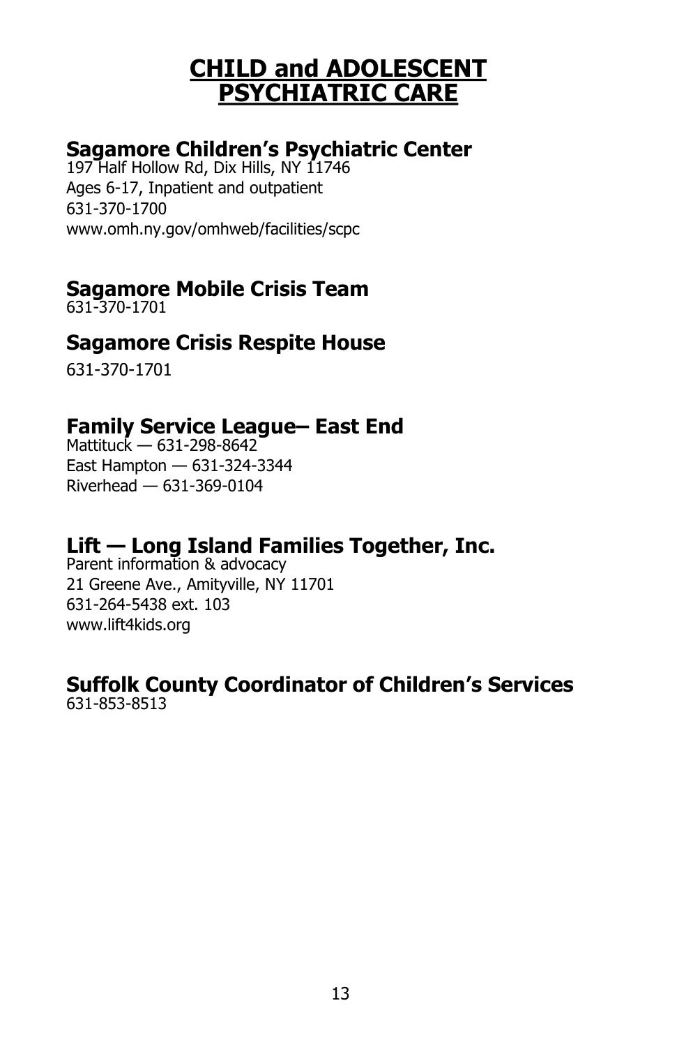# CHILD and ADOLESCENT PSYCHIATRIC CARE

## Sagamore Children's Psychiatric Center

197 Half Hollow Rd, Dix Hills, NY 11746
Ages 6-17, Inpatient and outpatient
631-370-1700
www.omh.ny.gov/omhweb/facilities/scpc

## Sagamore Mobile Crisis Team

631-370-1701

## Sagamore Crisis Respite House

631-370-1701

## Family Service League– East End

Mattituck — 631-298-8642
East Hampton — 631-324-3344
Riverhead — 631-369-0104

## Lift — Long Island Families Together, Inc.

Parent information & advocacy
21 Greene Ave., Amityville, NY 11701
631-264-5438 ext. 103
www.lift4kids.org

## Suffolk County Coordinator of Children's Services

631-853-8513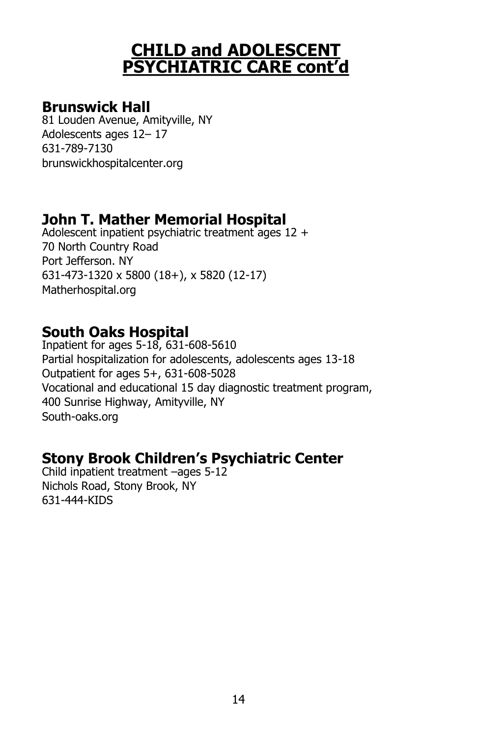# CHILD and ADOLESCENT PSYCHIATRIC CARE cont'd

## Brunswick Hall

81 Louden Avenue, Amityville, NY
Adolescents ages 12– 17
631-789-7130
brunswickhospitalcenter.org

## John T. Mather Memorial Hospital

Adolescent inpatient psychiatric treatment ages 12 +
70 North Country Road
Port Jefferson. NY
631-473-1320 x 5800 (18+), x 5820 (12-17)
Matherhospital.org

## South Oaks Hospital

Inpatient for ages 5-18, 631-608-5610
Partial hospitalization for adolescents, adolescents ages 13-18
Outpatient for ages 5+, 631-608-5028
Vocational and educational 15 day diagnostic treatment program,
400 Sunrise Highway, Amityville, NY
South-oaks.org

## Stony Brook Children's Psychiatric Center

Child inpatient treatment –ages 5-12
Nichols Road, Stony Brook, NY
631-444-KIDS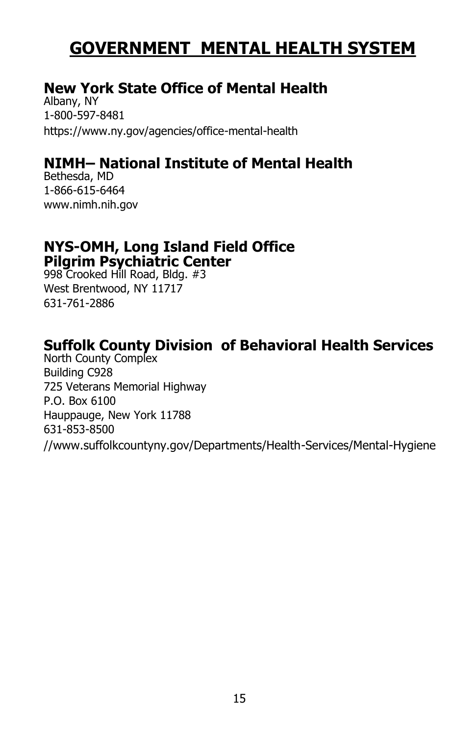# GOVERNMENT  MENTAL HEALTH SYSTEM

## New York State Office of Mental Health

Albany, NY
1-800-597-8481
https://www.ny.gov/agencies/office-mental-health

## NIMH– National Institute of Mental Health

Bethesda, MD
1-866-615-6464
www.nimh.nih.gov

## NYS-OMH, Long Island Field Office
## Pilgrim Psychiatric Center

998 Crooked Hill Road, Bldg. #3
West Brentwood, NY 11717
631-761-2886

## Suffolk County Division  of Behavioral Health Services

North County Complex
Building C928
725 Veterans Memorial Highway
P.O. Box 6100
Hauppauge, New York 11788
631-853-8500
//www.suffolkcountyny.gov/Departments/Health-Services/Mental-Hygiene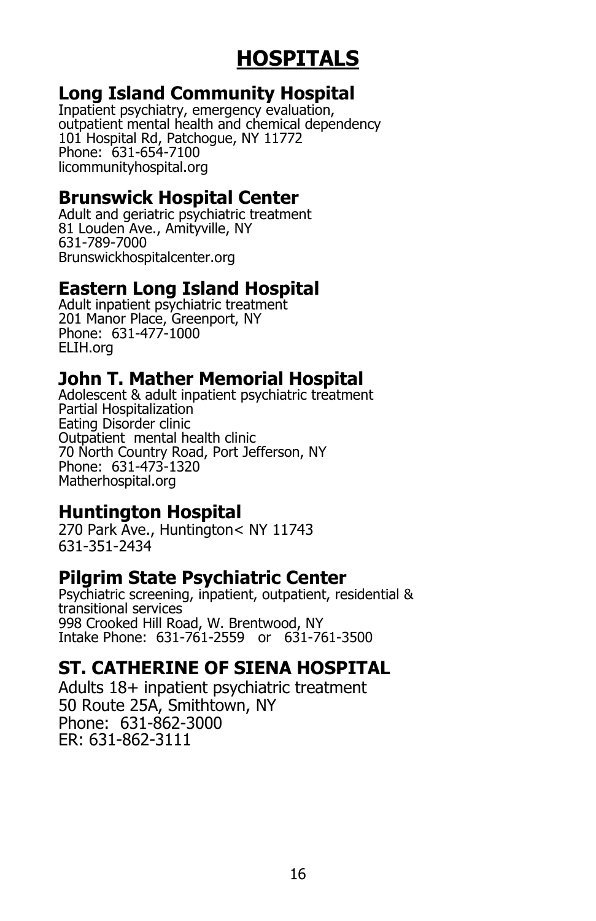# HOSPITALS

## Long Island Community Hospital

Inpatient psychiatry, emergency evaluation, outpatient mental health and chemical dependency
101 Hospital Rd, Patchogue, NY 11772
Phone: 631-654-7100
licommunityhospital.org

## Brunswick Hospital Center

Adult and geriatric psychiatric treatment
81 Louden Ave., Amityville, NY
631-789-7000
Brunswickhospitalcenter.org

## Eastern Long Island Hospital

Adult inpatient psychiatric treatment
201 Manor Place, Greenport, NY
Phone: 631-477-1000
ELIH.org

## John T. Mather Memorial Hospital

Adolescent & adult inpatient psychiatric treatment
Partial Hospitalization
Eating Disorder clinic
Outpatient mental health clinic
70 North Country Road, Port Jefferson, NY
Phone: 631-473-1320
Matherhospital.org

## Huntington Hospital

270 Park Ave., Huntington< NY 11743
631-351-2434

## Pilgrim State Psychiatric Center

Psychiatric screening, inpatient, outpatient, residential & transitional services
998 Crooked Hill Road, W. Brentwood, NY
Intake Phone: 631-761-2559 or 631-761-3500

## ST. CATHERINE OF SIENA HOSPITAL

Adults 18+ inpatient psychiatric treatment
50 Route 25A, Smithtown, NY
Phone: 631-862-3000
ER: 631-862-3111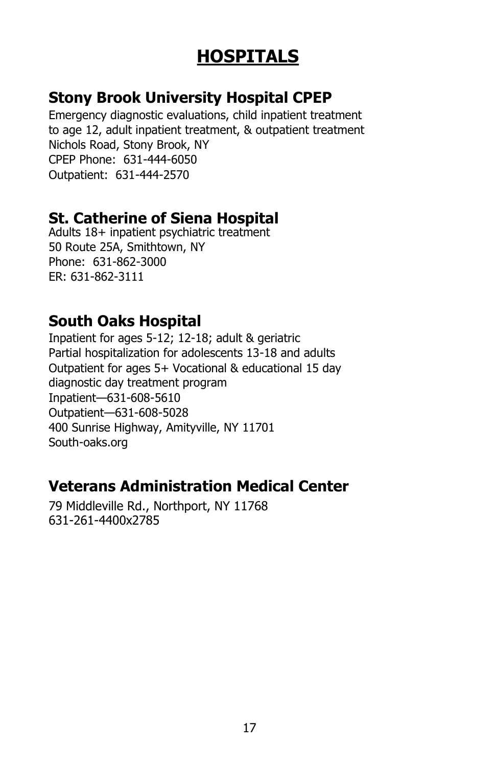# HOSPITALS

## Stony Brook University Hospital CPEP

Emergency diagnostic evaluations, child inpatient treatment to age 12, adult inpatient treatment, & outpatient treatment
Nichols Road, Stony Brook, NY
CPEP Phone: 631-444-6050
Outpatient: 631-444-2570

## St. Catherine of Siena Hospital

Adults 18+ inpatient psychiatric treatment
50 Route 25A, Smithtown, NY
Phone: 631-862-3000
ER: 631-862-3111

## South Oaks Hospital

Inpatient for ages 5-12; 12-18; adult & geriatric
Partial hospitalization for adolescents 13-18 and adults
Outpatient for ages 5+ Vocational & educational 15 day diagnostic day treatment program
Inpatient—631-608-5610
Outpatient—631-608-5028
400 Sunrise Highway, Amityville, NY 11701
South-oaks.org

## Veterans Administration Medical Center

79 Middleville Rd., Northport, NY 11768
631-261-4400x2785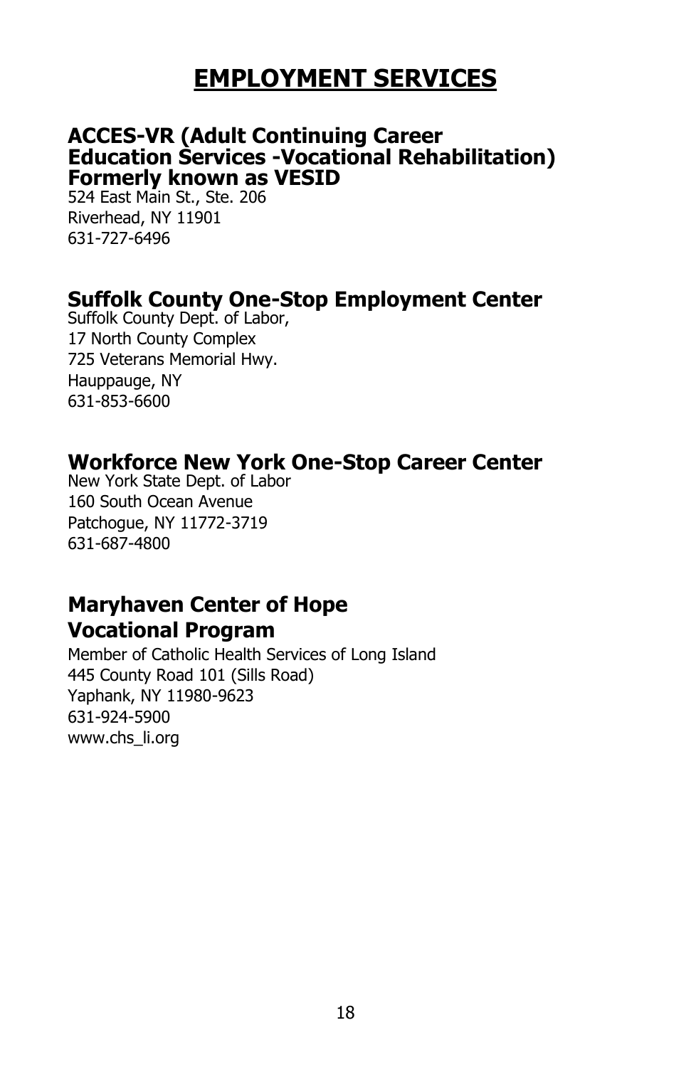# EMPLOYMENT SERVICES

## ACCES-VR (Adult Continuing Career Education Services -Vocational Rehabilitation) Formerly known as VESID

524 East Main St., Ste. 206
Riverhead, NY 11901
631-727-6496

## Suffolk County One-Stop Employment Center

Suffolk County Dept. of Labor,
17 North County Complex
725 Veterans Memorial Hwy.
Hauppauge, NY
631-853-6600

## Workforce New York One-Stop Career Center

New York State Dept. of Labor
160 South Ocean Avenue
Patchogue, NY 11772-3719
631-687-4800

## Maryhaven Center of Hope Vocational Program

Member of Catholic Health Services of Long Island
445 County Road 101 (Sills Road)
Yaphank, NY 11980-9623
631-924-5900
www.chs_li.org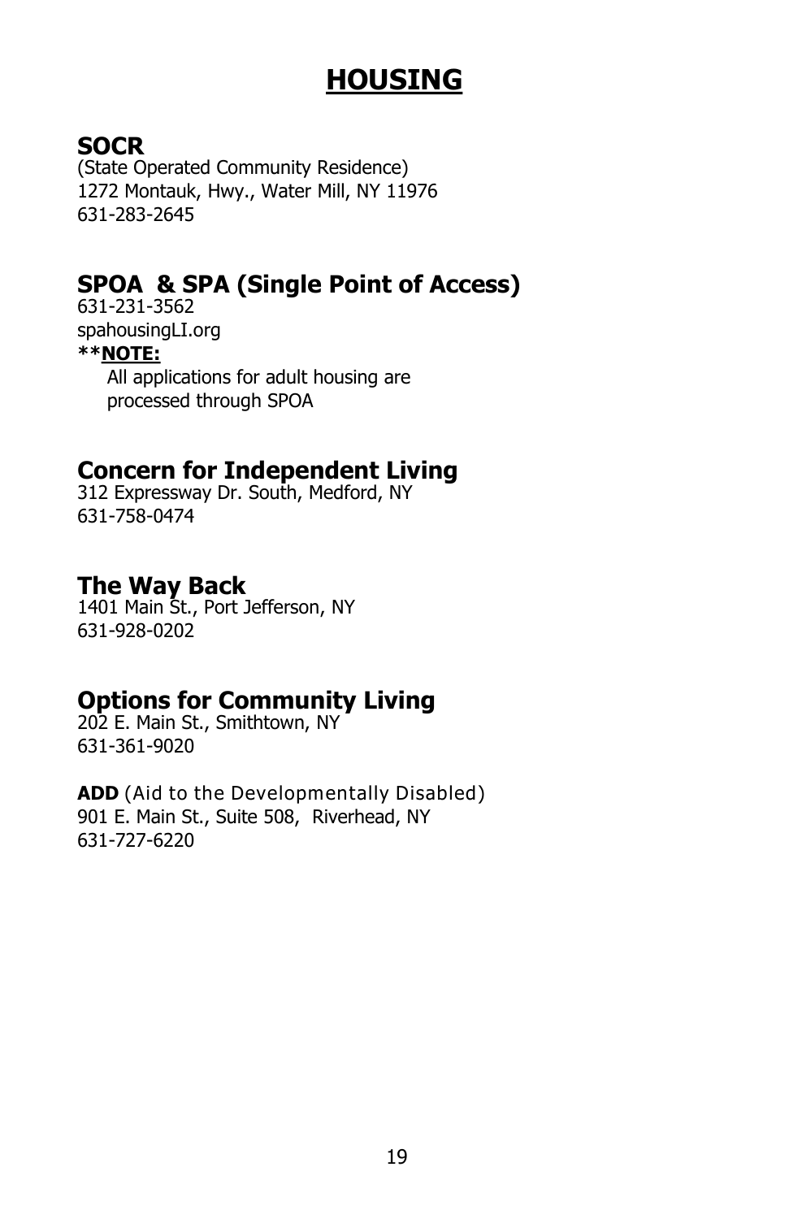# HOUSING

## SOCR

(State Operated Community Residence)
1272 Montauk, Hwy., Water Mill, NY 11976
631-283-2645

## SPOA & SPA (Single Point of Access)

631-231-3562
spahousingLI.org

**\*\*<u>NOTE:</u>**

All applications for adult housing are processed through SPOA

## Concern for Independent Living

312 Expressway Dr. South, Medford, NY
631-758-0474

## The Way Back

1401 Main St., Port Jefferson, NY
631-928-0202

## Options for Community Living

202 E. Main St., Smithtown, NY
631-361-9020

**ADD** (Aid to the Developmentally Disabled)
901 E. Main St., Suite 508, Riverhead, NY
631-727-6220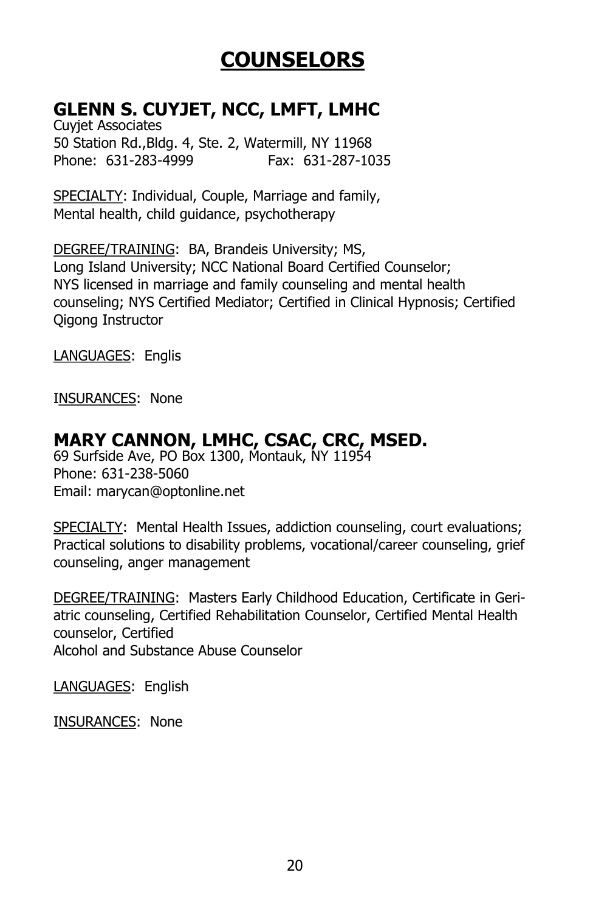# COUNSELORS

## GLENN S. CUYJET, NCC, LMFT, LMHC

Cuyjet Associates
50 Station Rd.,Bldg. 4, Ste. 2, Watermill, NY 11968
Phone: 631-283-4999 Fax: 631-287-1035

SPECIALTY: Individual, Couple, Marriage and family, Mental health, child guidance, psychotherapy

DEGREE/TRAINING: BA, Brandeis University; MS, Long Island University; NCC National Board Certified Counselor; NYS licensed in marriage and family counseling and mental health counseling; NYS Certified Mediator; Certified in Clinical Hypnosis; Certified Qigong Instructor

LANGUAGES: Englis

INSURANCES: None

## MARY CANNON, LMHC, CSAC, CRC, MSED.

69 Surfside Ave, PO Box 1300, Montauk, NY 11954
Phone: 631-238-5060
Email: marycan@optonline.net

SPECIALTY: Mental Health Issues, addiction counseling, court evaluations; Practical solutions to disability problems, vocational/career counseling, grief counseling, anger management

DEGREE/TRAINING: Masters Early Childhood Education, Certificate in Geriatric counseling, Certified Rehabilitation Counselor, Certified Mental Health counselor, Certified Alcohol and Substance Abuse Counselor

LANGUAGES: English

INSURANCES: None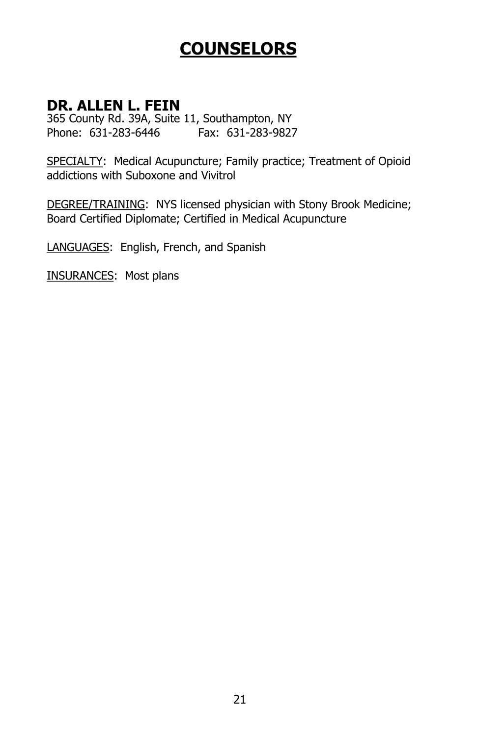# COUNSELORS

## DR. ALLEN L. FEIN

365 County Rd. 39A, Suite 11, Southampton, NY
Phone: 631-283-6446 Fax: 631-283-9827

SPECIALTY: Medical Acupuncture; Family practice; Treatment of Opioid addictions with Suboxone and Vivitrol

DEGREE/TRAINING: NYS licensed physician with Stony Brook Medicine; Board Certified Diplomate; Certified in Medical Acupuncture

LANGUAGES: English, French, and Spanish

INSURANCES: Most plans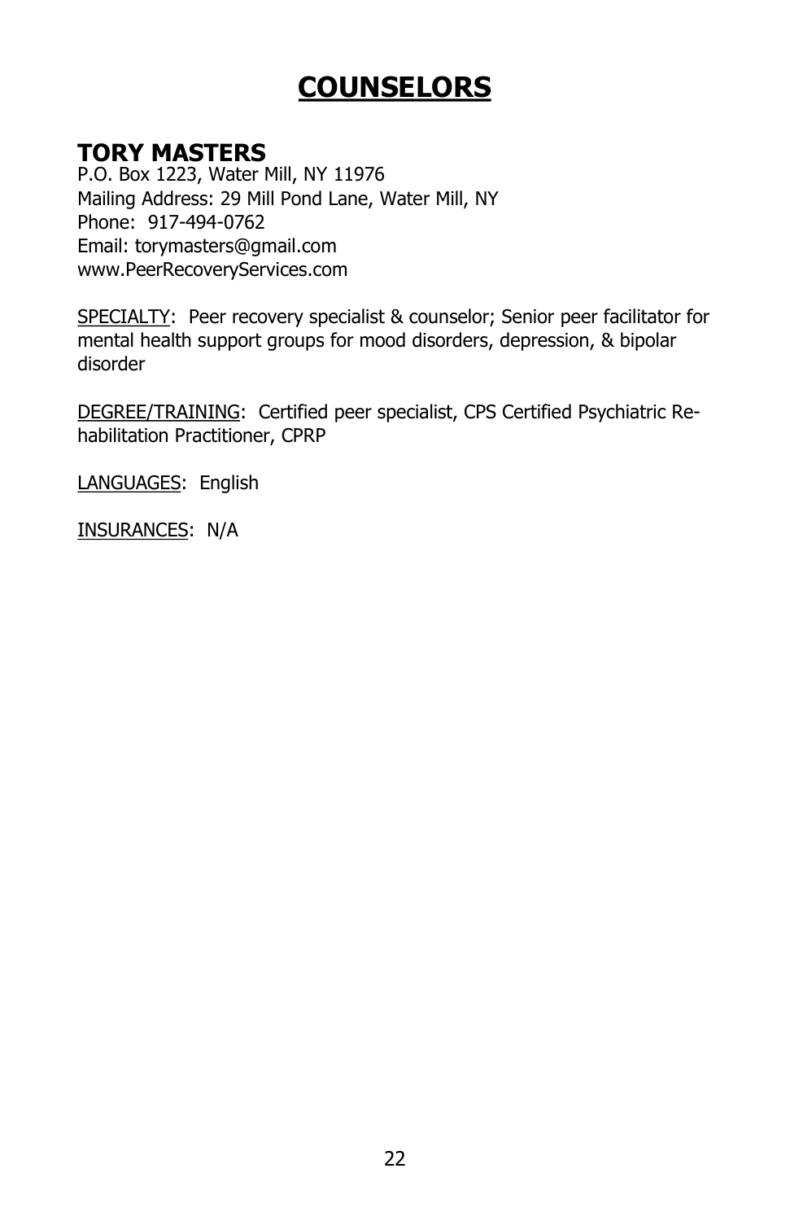# COUNSELORS

## TORY MASTERS

P.O. Box 1223, Water Mill, NY 11976
Mailing Address: 29 Mill Pond Lane, Water Mill, NY
Phone: 917-494-0762
Email: torymasters@gmail.com
www.PeerRecoveryServices.com

SPECIALTY: Peer recovery specialist & counselor; Senior peer facilitator for mental health support groups for mood disorders, depression, & bipolar disorder

DEGREE/TRAINING: Certified peer specialist, CPS Certified Psychiatric Rehabilitation Practitioner, CPRP

LANGUAGES: English

INSURANCES: N/A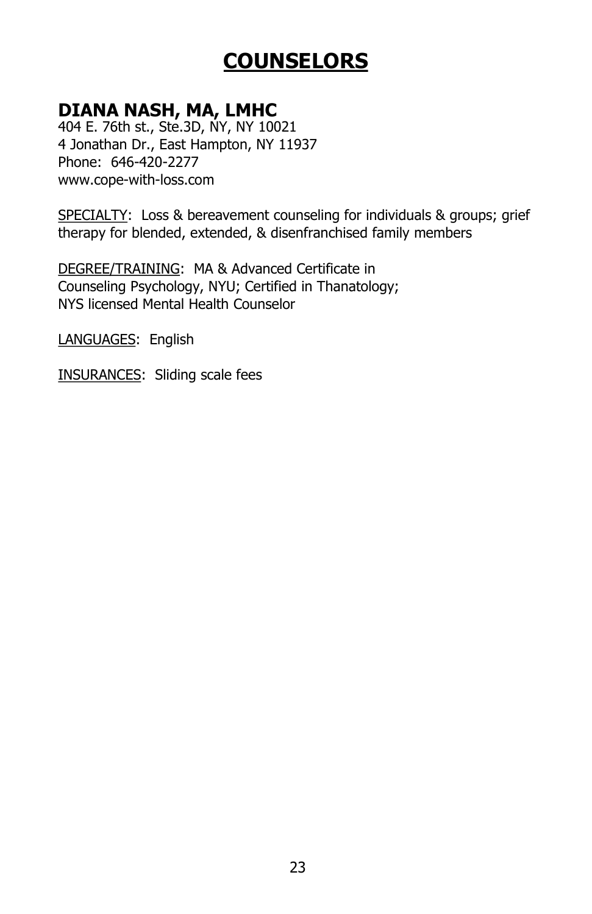# COUNSELORS

## DIANA NASH, MA, LMHC

404 E. 76th st., Ste.3D, NY, NY 10021
4 Jonathan Dr., East Hampton, NY 11937
Phone: 646-420-2277
www.cope-with-loss.com

SPECIALTY: Loss & bereavement counseling for individuals & groups; grief therapy for blended, extended, & disenfranchised family members

DEGREE/TRAINING: MA & Advanced Certificate in Counseling Psychology, NYU; Certified in Thanatology; NYS licensed Mental Health Counselor

LANGUAGES: English

INSURANCES: Sliding scale fees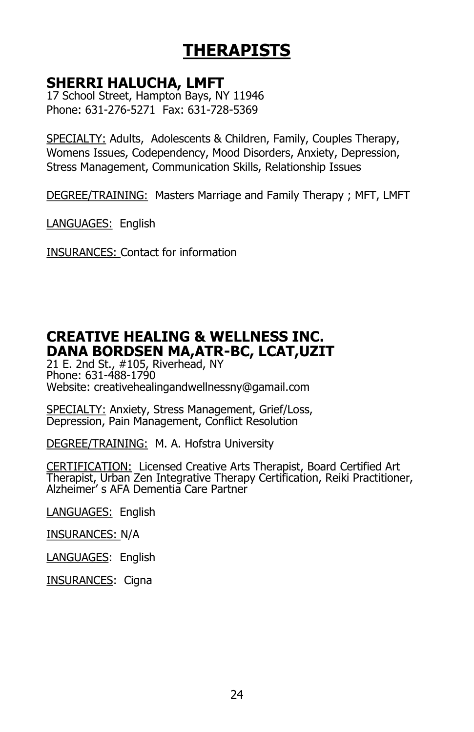# THERAPISTS

## SHERRI HALUCHA, LMFT

17 School Street, Hampton Bays, NY 11946
Phone: 631-276-5271  Fax: 631-728-5369

SPECIALTY: Adults,  Adolescents & Children, Family, Couples Therapy, Womens Issues, Codependency, Mood Disorders, Anxiety, Depression, Stress Management, Communication Skills, Relationship Issues

DEGREE/TRAINING:  Masters Marriage and Family Therapy ; MFT, LMFT

LANGUAGES:  English

INSURANCES: Contact for information

## CREATIVE HEALING & WELLNESS INC.
## DANA BORDSEN MA,ATR-BC, LCAT,UZIT

21 E. 2nd St., #105, Riverhead, NY
Phone: 631-488-1790
Website: creativehealingandwellnessny@gamail.com

SPECIALTY: Anxiety, Stress Management, Grief/Loss, Depression, Pain Management, Conflict Resolution

DEGREE/TRAINING:  M. A. Hofstra University

CERTIFICATION:  Licensed Creative Arts Therapist, Board Certified Art Therapist, Urban Zen Integrative Therapy Certification, Reiki Practitioner, Alzheimer' s AFA Dementia Care Partner

LANGUAGES:  English

INSURANCES: N/A

LANGUAGES:  English

INSURANCES:  Cigna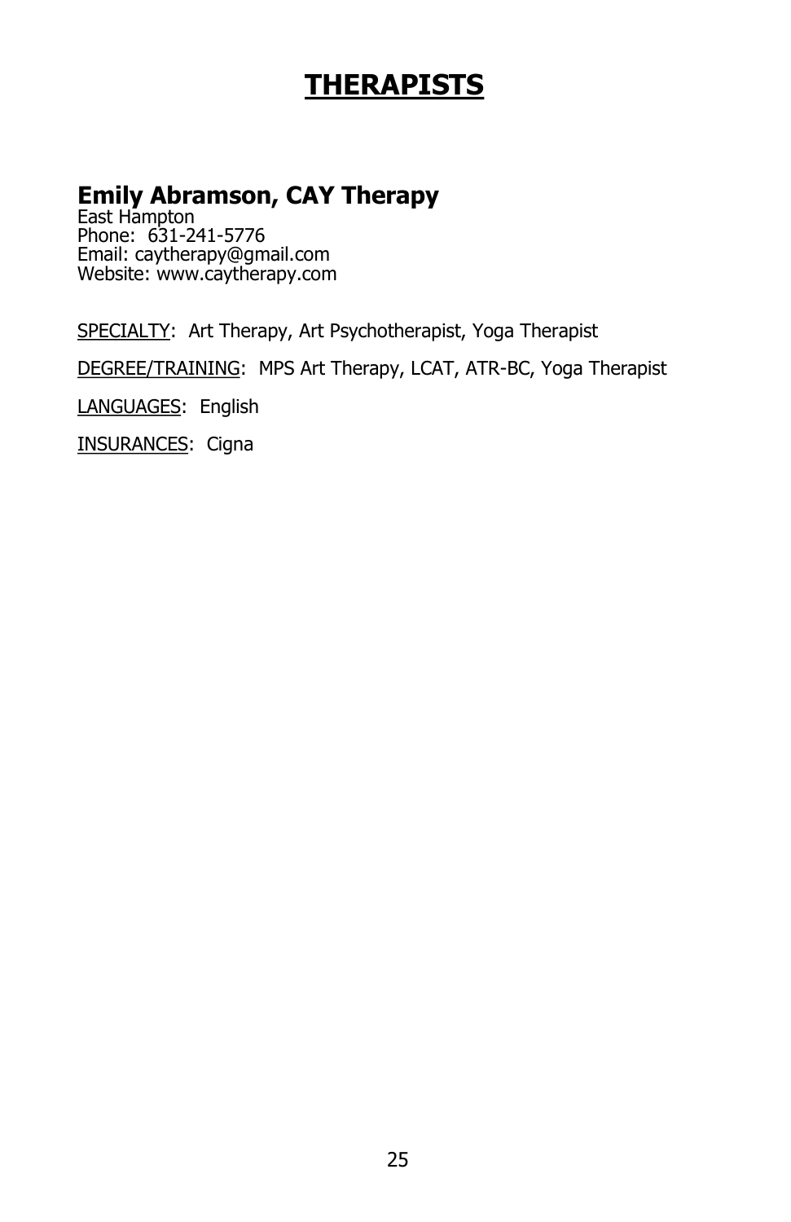# THERAPISTS

## Emily Abramson, CAY Therapy

East Hampton
Phone: 631-241-5776
Email: caytherapy@gmail.com
Website: www.caytherapy.com

SPECIALTY: Art Therapy, Art Psychotherapist, Yoga Therapist

DEGREE/TRAINING: MPS Art Therapy, LCAT, ATR-BC, Yoga Therapist

LANGUAGES: English

INSURANCES: Cigna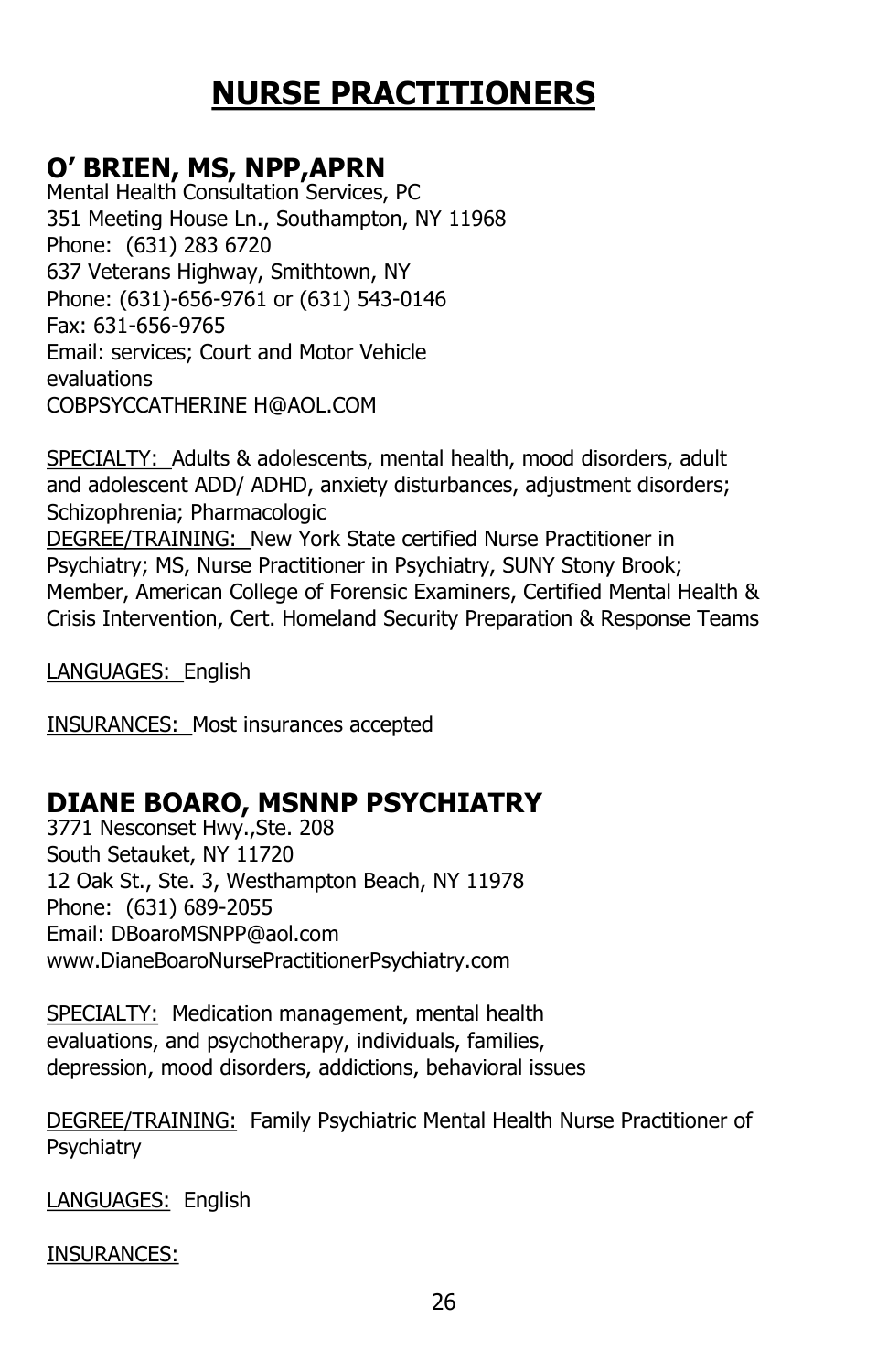# NURSE PRACTITIONERS

## O' BRIEN, MS, NPP,APRN

Mental Health Consultation Services, PC
351 Meeting House Ln., Southampton, NY 11968
Phone: (631) 283 6720
637 Veterans Highway, Smithtown, NY
Phone: (631)-656-9761 or (631) 543-0146
Fax: 631-656-9765
Email: services; Court and Motor Vehicle evaluations
COBPSYCCATHERINE H@AOL.COM

SPECIALTY: Adults & adolescents, mental health, mood disorders, adult and adolescent ADD/ ADHD, anxiety disturbances, adjustment disorders; Schizophrenia; Pharmacologic
DEGREE/TRAINING: New York State certified Nurse Practitioner in Psychiatry; MS, Nurse Practitioner in Psychiatry, SUNY Stony Brook; Member, American College of Forensic Examiners, Certified Mental Health & Crisis Intervention, Cert. Homeland Security Preparation & Response Teams

LANGUAGES: English

INSURANCES: Most insurances accepted

## DIANE BOARO, MSNNP PSYCHIATRY

3771 Nesconset Hwy.,Ste. 208
South Setauket, NY 11720
12 Oak St., Ste. 3, Westhampton Beach, NY 11978
Phone: (631) 689-2055
Email: DBoaroMSNPP@aol.com
www.DianeBoaroNursePractitionerPsychiatry.com

SPECIALTY: Medication management, mental health evaluations, and psychotherapy, individuals, families, depression, mood disorders, addictions, behavioral issues

DEGREE/TRAINING: Family Psychiatric Mental Health Nurse Practitioner of Psychiatry

LANGUAGES: English

INSURANCES: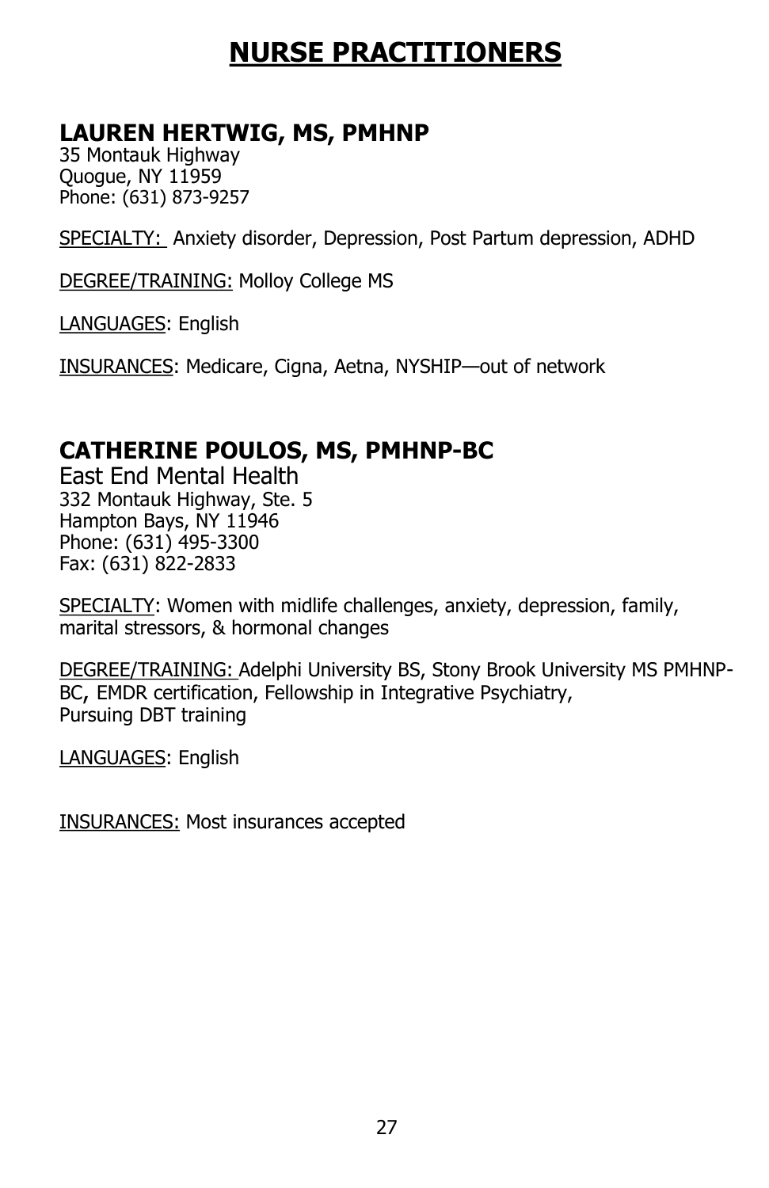# NURSE PRACTITIONERS

## LAUREN HERTWIG, MS, PMHNP

35 Montauk Highway
Quogue, NY 11959
Phone: (631) 873-9257

SPECIALTY: Anxiety disorder, Depression, Post Partum depression, ADHD

DEGREE/TRAINING: Molloy College MS

LANGUAGES: English

INSURANCES: Medicare, Cigna, Aetna, NYSHIP—out of network

## CATHERINE POULOS, MS, PMHNP-BC

East End Mental Health
332 Montauk Highway, Ste. 5
Hampton Bays, NY 11946
Phone: (631) 495-3300
Fax: (631) 822-2833

SPECIALTY: Women with midlife challenges, anxiety, depression, family, marital stressors, & hormonal changes

DEGREE/TRAINING: Adelphi University BS, Stony Brook University MS PMHNP-BC, EMDR certification, Fellowship in Integrative Psychiatry, Pursuing DBT training

LANGUAGES: English

INSURANCES: Most insurances accepted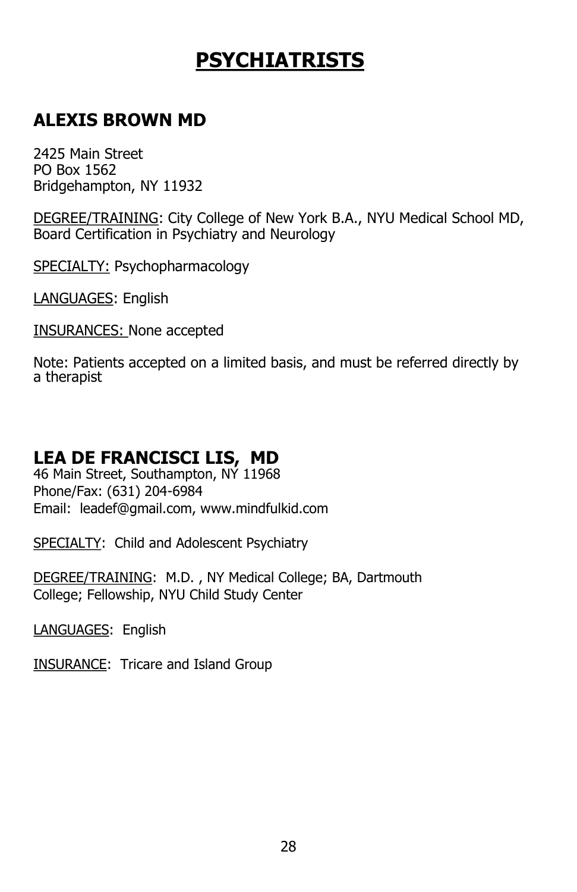# PSYCHIATRISTS

## ALEXIS BROWN MD

2425 Main Street
PO Box 1562
Bridgehampton, NY 11932

DEGREE/TRAINING: City College of New York B.A., NYU Medical School MD, Board Certification in Psychiatry and Neurology

SPECIALTY: Psychopharmacology

LANGUAGES: English

INSURANCES: None accepted

Note: Patients accepted on a limited basis, and must be referred directly by a therapist

## LEA DE FRANCISCI LIS, MD

46 Main Street, Southampton, NY 11968
Phone/Fax: (631) 204-6984
Email: leadef@gmail.com, www.mindfulkid.com

SPECIALTY: Child and Adolescent Psychiatry

DEGREE/TRAINING: M.D. , NY Medical College; BA, Dartmouth College; Fellowship, NYU Child Study Center

LANGUAGES: English

INSURANCE: Tricare and Island Group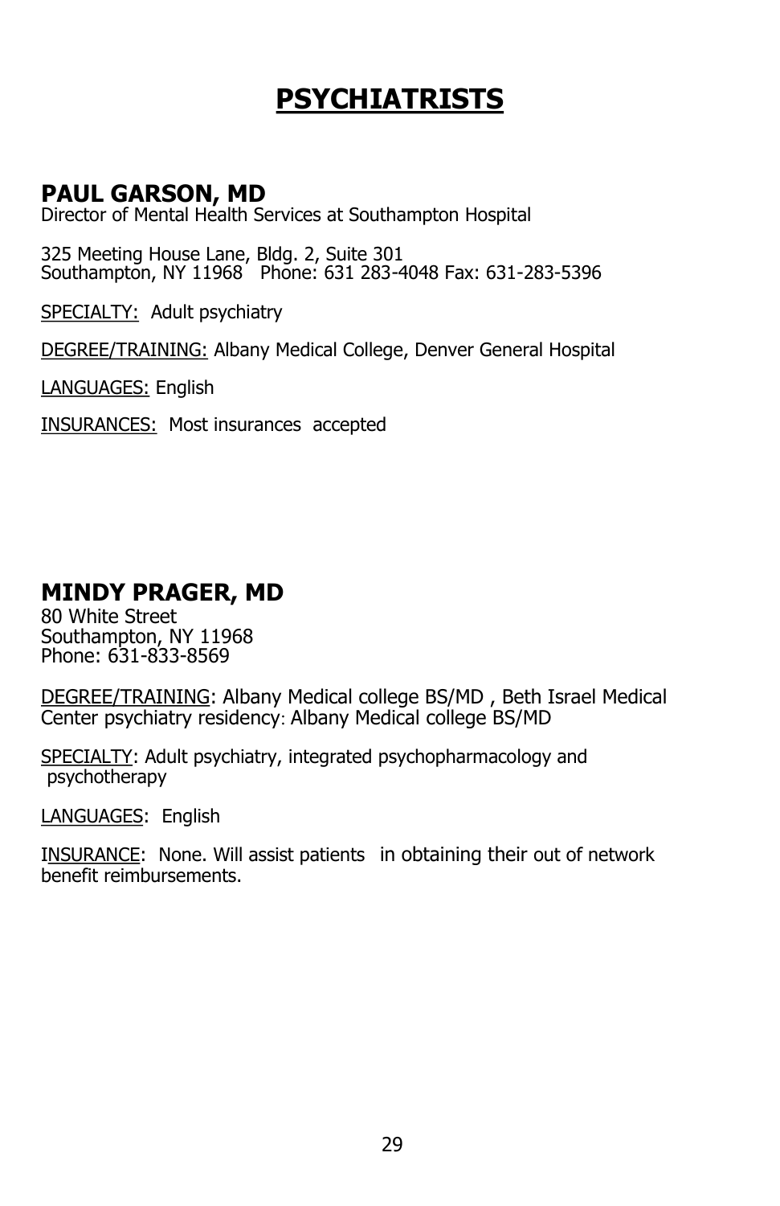# PSYCHIATRISTS

## PAUL GARSON, MD

Director of Mental Health Services at Southampton Hospital

325 Meeting House Lane, Bldg. 2, Suite 301
Southampton, NY 11968 Phone: 631 283-4048 Fax: 631-283-5396

SPECIALTY: Adult psychiatry

DEGREE/TRAINING: Albany Medical College, Denver General Hospital

LANGUAGES: English

INSURANCES: Most insurances accepted

## MINDY PRAGER, MD

80 White Street
Southampton, NY 11968
Phone: 631-833-8569

DEGREE/TRAINING: Albany Medical college BS/MD , Beth Israel Medical Center psychiatry residency: Albany Medical college BS/MD

SPECIALTY: Adult psychiatry, integrated psychopharmacology and psychotherapy

LANGUAGES: English

INSURANCE: None. Will assist patients in obtaining their out of network benefit reimbursements.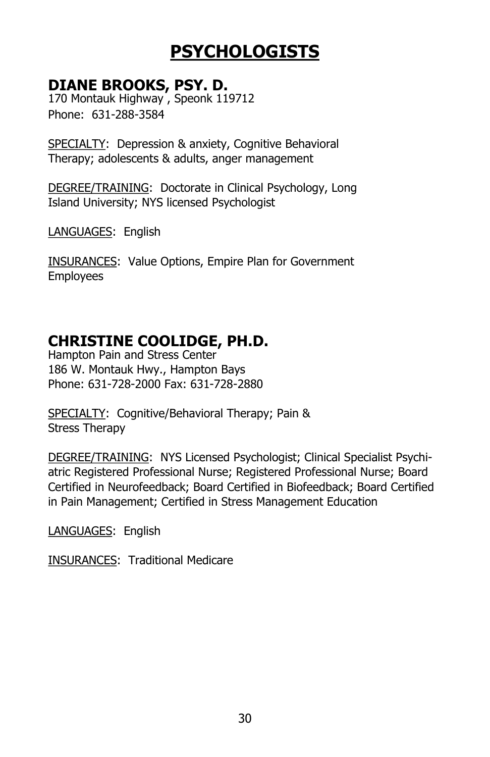# PSYCHOLOGISTS

## DIANE BROOKS, PSY. D.

170 Montauk Highway , Speonk 119712
Phone: 631-288-3584

SPECIALTY: Depression & anxiety, Cognitive Behavioral Therapy; adolescents & adults, anger management

DEGREE/TRAINING: Doctorate in Clinical Psychology, Long Island University; NYS licensed Psychologist

LANGUAGES: English

INSURANCES: Value Options, Empire Plan for Government Employees

## CHRISTINE COOLIDGE, PH.D.

Hampton Pain and Stress Center
186 W. Montauk Hwy., Hampton Bays
Phone: 631-728-2000 Fax: 631-728-2880

SPECIALTY: Cognitive/Behavioral Therapy; Pain & Stress Therapy

DEGREE/TRAINING: NYS Licensed Psychologist; Clinical Specialist Psychiatric Registered Professional Nurse; Registered Professional Nurse; Board Certified in Neurofeedback; Board Certified in Biofeedback; Board Certified in Pain Management; Certified in Stress Management Education

LANGUAGES: English

INSURANCES: Traditional Medicare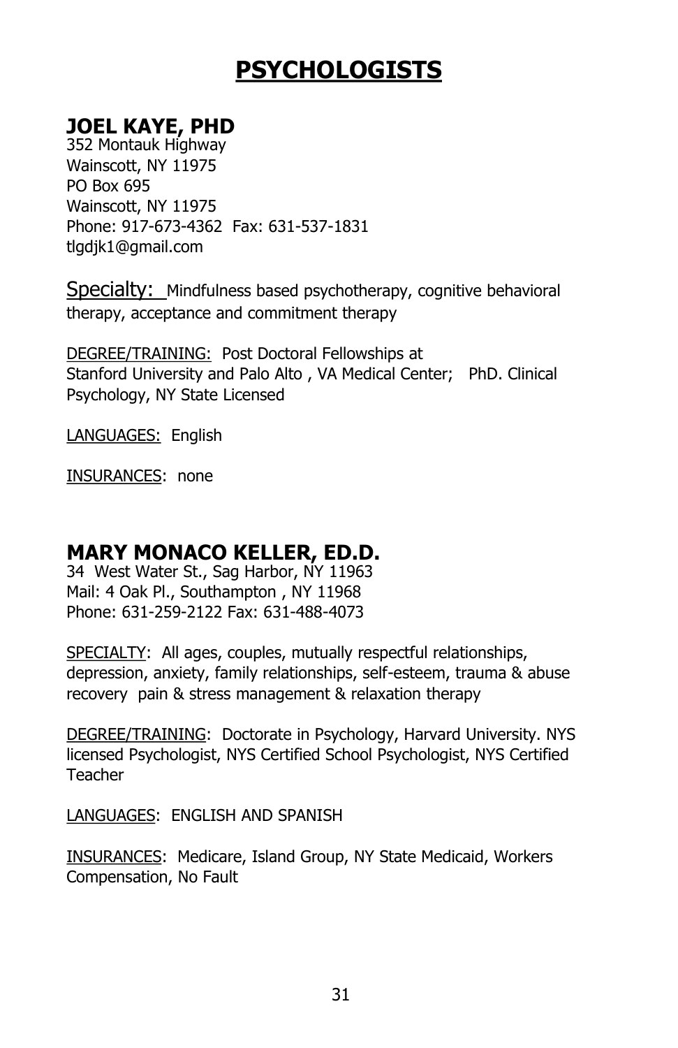# PSYCHOLOGISTS

## JOEL KAYE, PHD

352 Montauk Highway
Wainscott, NY 11975
PO Box 695
Wainscott, NY 11975
Phone: 917-673-4362 Fax: 631-537-1831
tlgdjk1@gmail.com

Specialty: Mindfulness based psychotherapy, cognitive behavioral therapy, acceptance and commitment therapy

DEGREE/TRAINING: Post Doctoral Fellowships at Stanford University and Palo Alto , VA Medical Center; PhD. Clinical Psychology, NY State Licensed

LANGUAGES: English

INSURANCES: none

## MARY MONACO KELLER, ED.D.

34 West Water St., Sag Harbor, NY 11963
Mail: 4 Oak Pl., Southampton , NY 11968
Phone: 631-259-2122 Fax: 631-488-4073

SPECIALTY: All ages, couples, mutually respectful relationships, depression, anxiety, family relationships, self-esteem, trauma & abuse recovery pain & stress management & relaxation therapy

DEGREE/TRAINING: Doctorate in Psychology, Harvard University. NYS licensed Psychologist, NYS Certified School Psychologist, NYS Certified Teacher

LANGUAGES: ENGLISH AND SPANISH

INSURANCES: Medicare, Island Group, NY State Medicaid, Workers Compensation, No Fault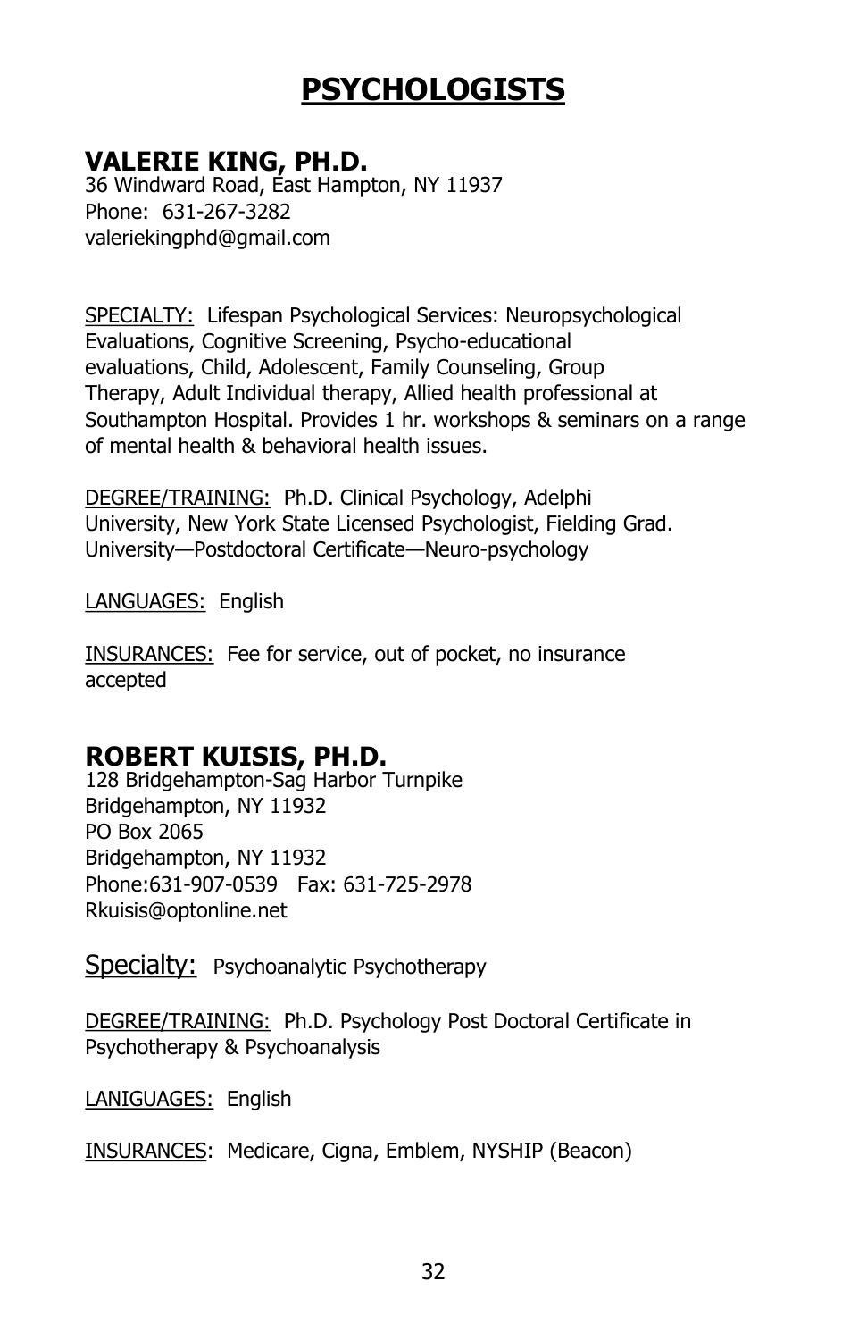# PSYCHOLOGISTS

## VALERIE KING, PH.D.

36 Windward Road, East Hampton, NY 11937
Phone: 631-267-3282
valeriekingphd@gmail.com

SPECIALTY: Lifespan Psychological Services: Neuropsychological Evaluations, Cognitive Screening, Psycho-educational evaluations, Child, Adolescent, Family Counseling, Group Therapy, Adult Individual therapy, Allied health professional at Southampton Hospital. Provides 1 hr. workshops & seminars on a range of mental health & behavioral health issues.

DEGREE/TRAINING: Ph.D. Clinical Psychology, Adelphi University, New York State Licensed Psychologist, Fielding Grad. University—Postdoctoral Certificate—Neuro-psychology

LANGUAGES: English

INSURANCES: Fee for service, out of pocket, no insurance accepted

## ROBERT KUISIS, PH.D.

128 Bridgehampton-Sag Harbor Turnpike
Bridgehampton, NY 11932
PO Box 2065
Bridgehampton, NY 11932
Phone:631-907-0539 Fax: 631-725-2978
Rkuisis@optonline.net

Specialty: Psychoanalytic Psychotherapy

DEGREE/TRAINING: Ph.D. Psychology Post Doctoral Certificate in Psychotherapy & Psychoanalysis

LANIGUAGES: English

INSURANCES: Medicare, Cigna, Emblem, NYSHIP (Beacon)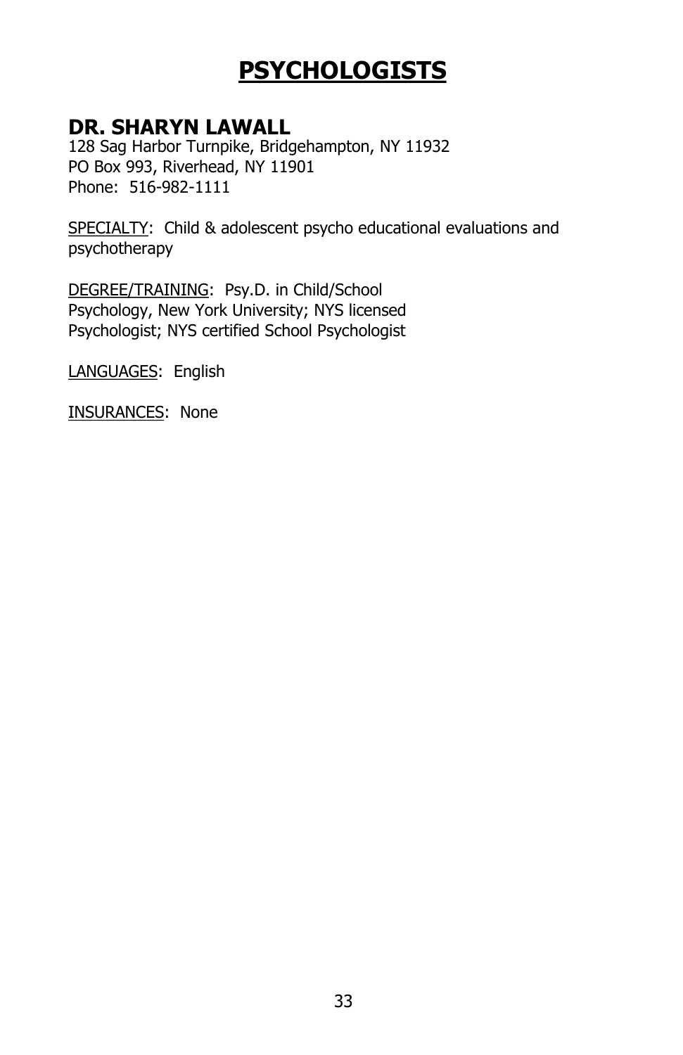# PSYCHOLOGISTS

## DR. SHARYN LAWALL

128 Sag Harbor Turnpike, Bridgehampton, NY 11932
PO Box 993, Riverhead, NY 11901
Phone: 516-982-1111

SPECIALTY: Child & adolescent psycho educational evaluations and psychotherapy

DEGREE/TRAINING: Psy.D. in Child/School Psychology, New York University; NYS licensed Psychologist; NYS certified School Psychologist

LANGUAGES: English

INSURANCES: None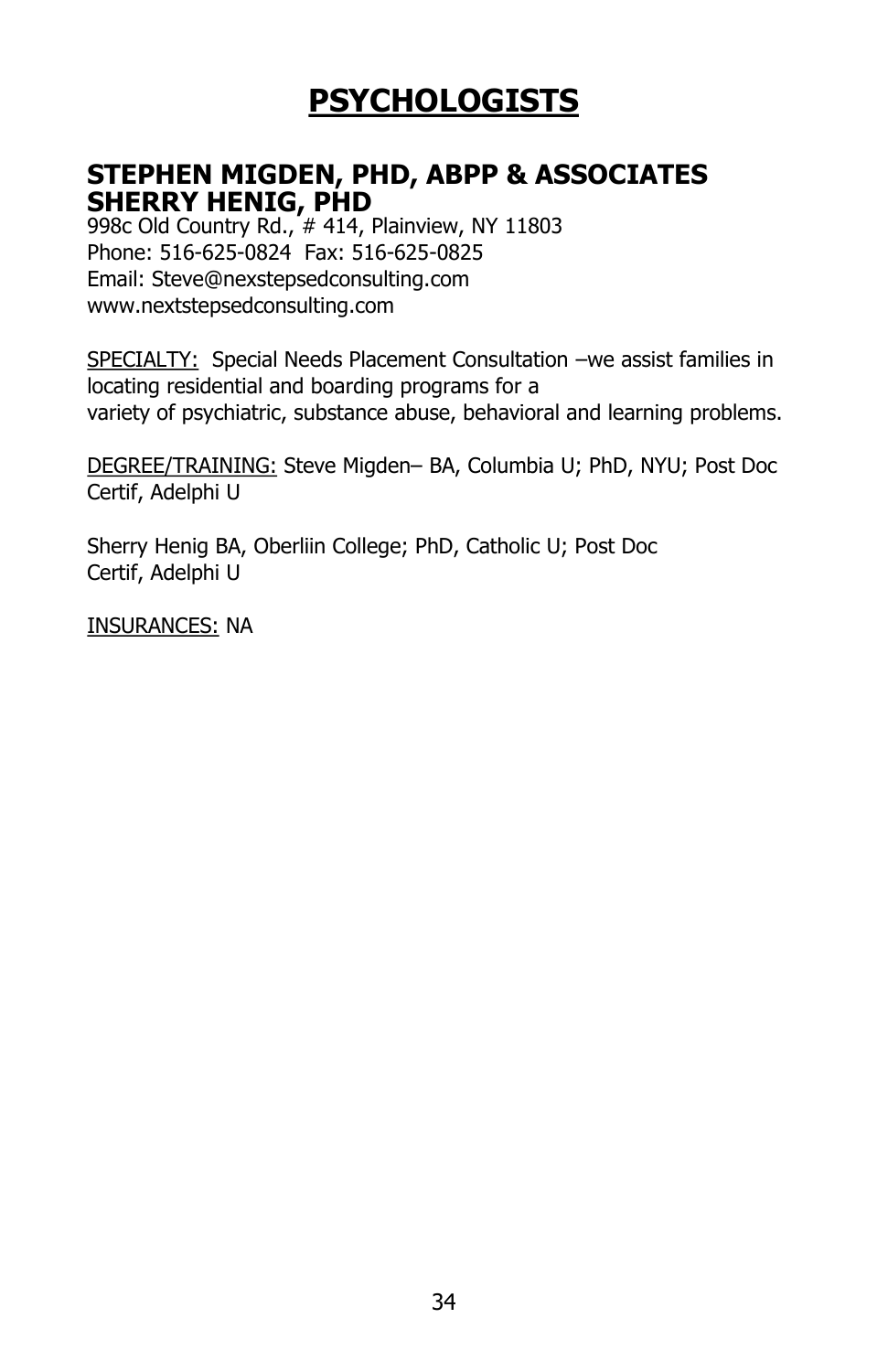# PSYCHOLOGISTS

## STEPHEN MIGDEN, PHD, ABPP & ASSOCIATES
## SHERRY HENIG, PHD

998c Old Country Rd., # 414, Plainview, NY 11803
Phone: 516-625-0824  Fax: 516-625-0825
Email: Steve@nexstepsedconsulting.com
www.nextstepsedconsulting.com

SPECIALTY: Special Needs Placement Consultation –we assist families in locating residential and boarding programs for a variety of psychiatric, substance abuse, behavioral and learning problems.

DEGREE/TRAINING: Steve Migden– BA, Columbia U; PhD, NYU; Post Doc Certif, Adelphi U

Sherry Henig BA, Oberliin College; PhD, Catholic U; Post Doc Certif, Adelphi U

INSURANCES: NA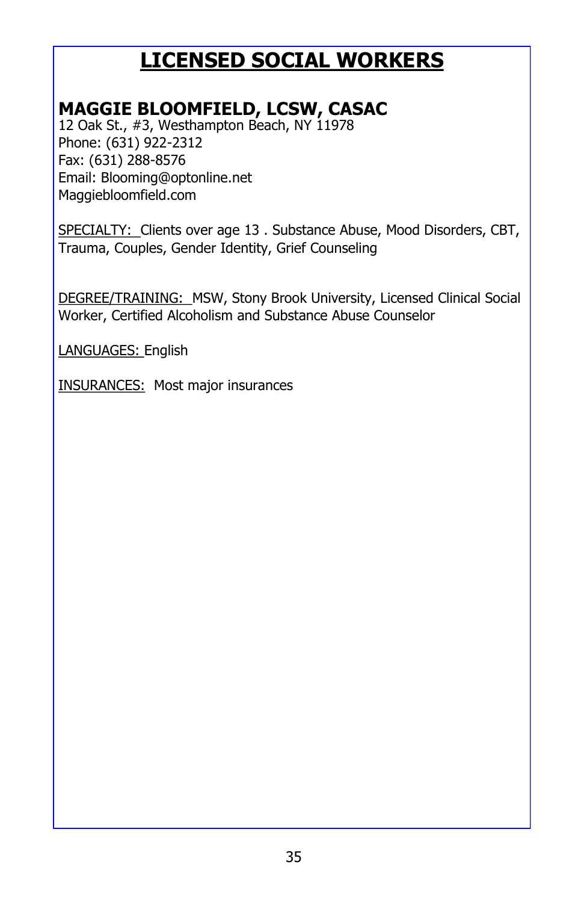# LICENSED SOCIAL WORKERS

## MAGGIE BLOOMFIELD, LCSW, CASAC

12 Oak St., #3, Westhampton Beach, NY 11978
Phone: (631) 922-2312
Fax: (631) 288-8576
Email: Blooming@optonline.net
Maggiebloomfield.com

SPECIALTY: Clients over age 13 . Substance Abuse, Mood Disorders, CBT, Trauma, Couples, Gender Identity, Grief Counseling

DEGREE/TRAINING: MSW, Stony Brook University, Licensed Clinical Social Worker, Certified Alcoholism and Substance Abuse Counselor

LANGUAGES: English

INSURANCES: Most major insurances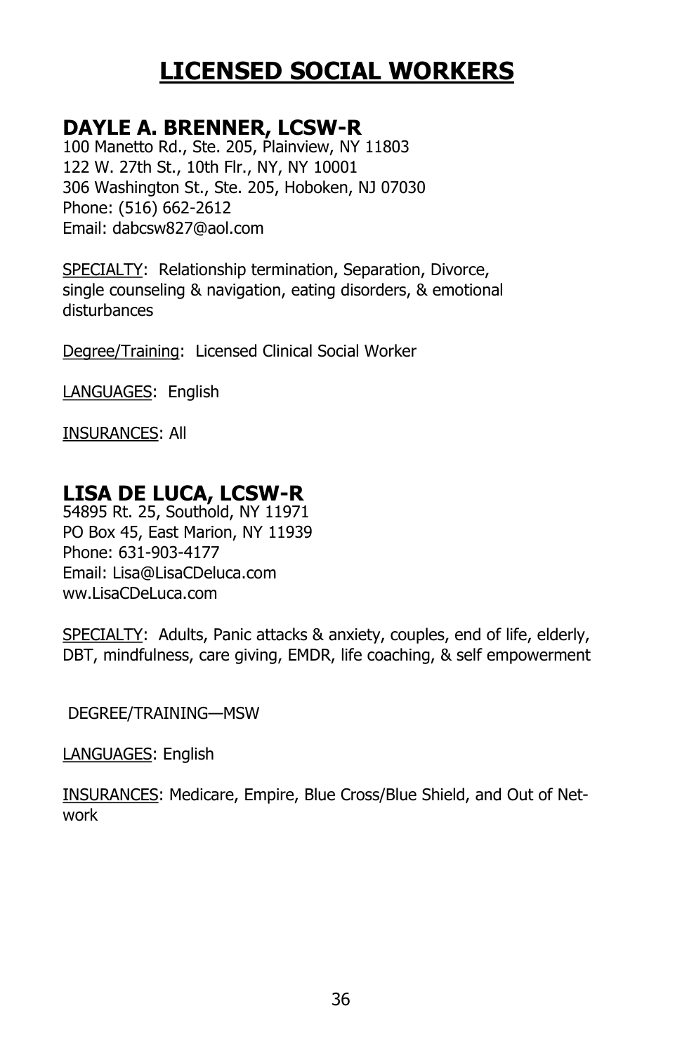# LICENSED SOCIAL WORKERS

## DAYLE A. BRENNER, LCSW-R

100 Manetto Rd., Ste. 205, Plainview, NY 11803
122 W. 27th St., 10th Flr., NY, NY 10001
306 Washington St., Ste. 205, Hoboken, NJ 07030
Phone: (516) 662-2612
Email: dabcsw827@aol.com

SPECIALTY: Relationship termination, Separation, Divorce, single counseling & navigation, eating disorders, & emotional disturbances

Degree/Training: Licensed Clinical Social Worker

LANGUAGES: English

INSURANCES: All

## LISA DE LUCA, LCSW-R

54895 Rt. 25, Southold, NY 11971
PO Box 45, East Marion, NY 11939
Phone: 631-903-4177
Email: Lisa@LisaCDeluca.com
ww.LisaCDeLuca.com

SPECIALTY: Adults, Panic attacks & anxiety, couples, end of life, elderly, DBT, mindfulness, care giving, EMDR, life coaching, & self empowerment

DEGREE/TRAINING—MSW

LANGUAGES: English

INSURANCES: Medicare, Empire, Blue Cross/Blue Shield, and Out of Network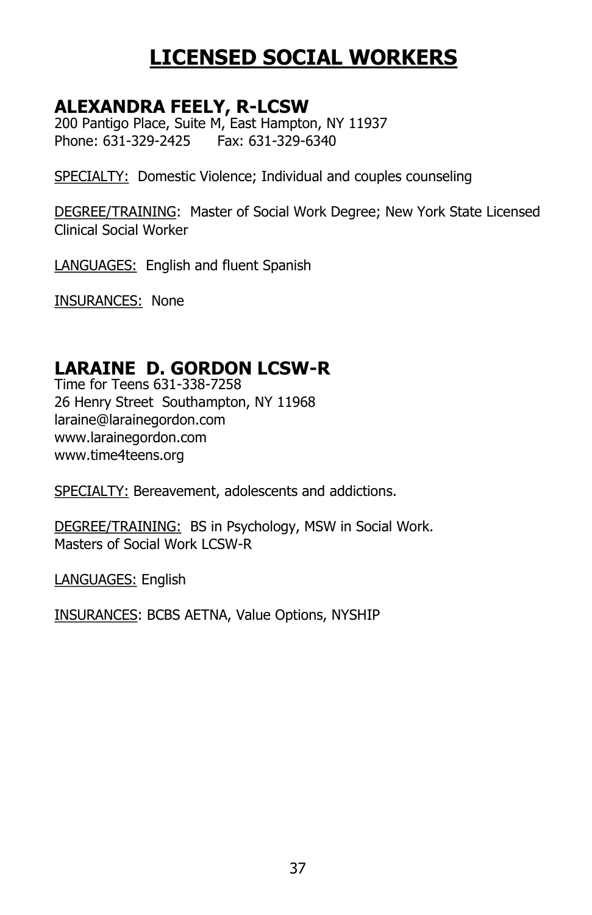# LICENSED SOCIAL WORKERS

## ALEXANDRA FEELY, R-LCSW

200 Pantigo Place, Suite M, East Hampton, NY 11937
Phone: 631-329-2425 Fax: 631-329-6340

SPECIALTY: Domestic Violence; Individual and couples counseling

DEGREE/TRAINING: Master of Social Work Degree; New York State Licensed Clinical Social Worker

LANGUAGES: English and fluent Spanish

INSURANCES: None

## LARAINE D. GORDON LCSW-R

Time for Teens 631-338-7258
26 Henry Street Southampton, NY 11968
laraine@larainegordon.com
www.larainegordon.com
www.time4teens.org

SPECIALTY: Bereavement, adolescents and addictions.

DEGREE/TRAINING: BS in Psychology, MSW in Social Work.
Masters of Social Work LCSW-R

LANGUAGES: English

INSURANCES: BCBS AETNA, Value Options, NYSHIP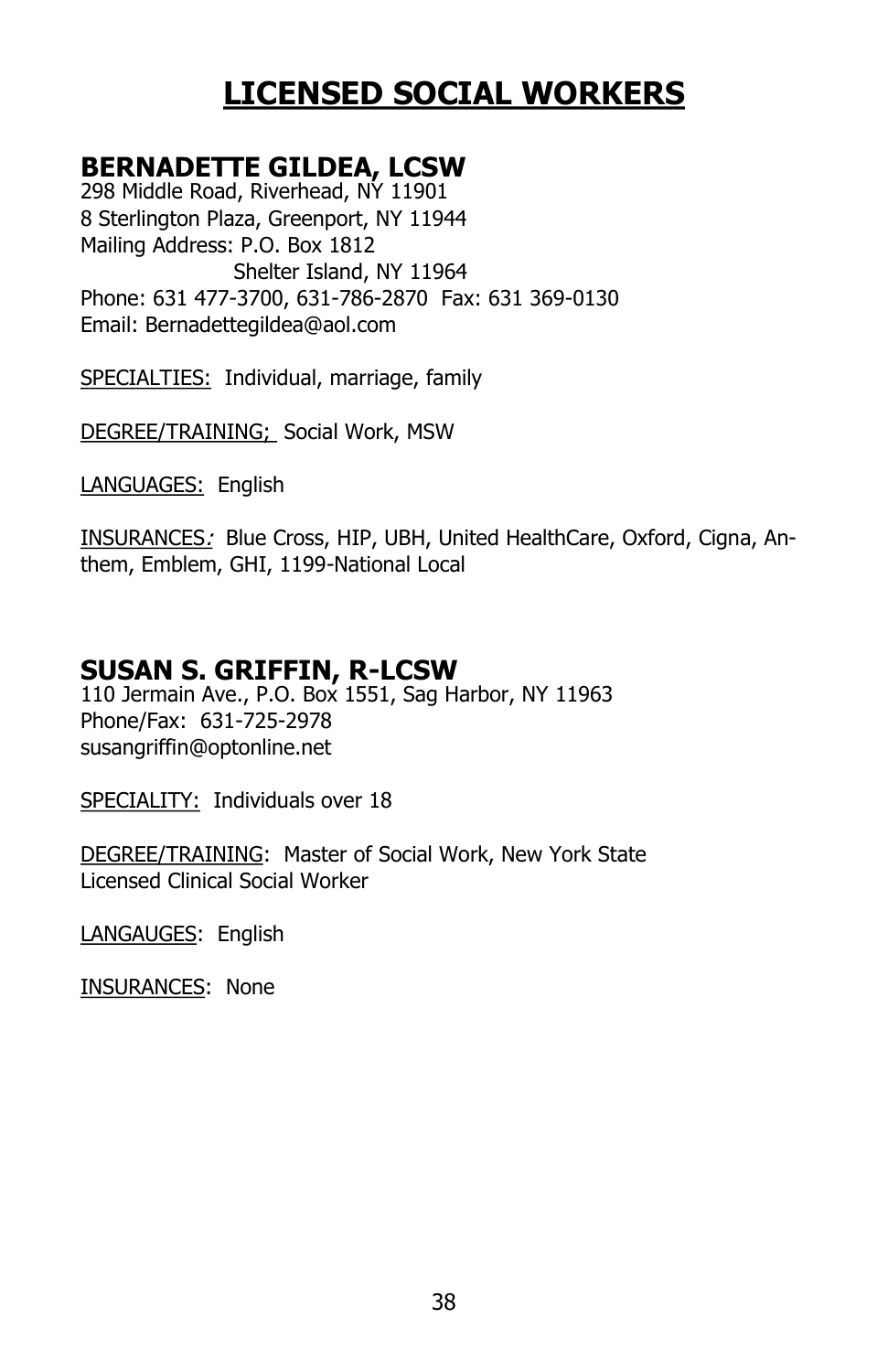# LICENSED SOCIAL WORKERS

## BERNADETTE GILDEA, LCSW

298 Middle Road, Riverhead, NY 11901
8 Sterlington Plaza, Greenport, NY 11944
Mailing Address: P.O. Box 1812
Shelter Island, NY 11964
Phone: 631 477-3700, 631-786-2870 Fax: 631 369-0130
Email: Bernadettegildea@aol.com

<u>SPECIALTIES:</u> Individual, marriage, family

<u>DEGREE/TRAINING;</u> Social Work, MSW

<u>LANGUAGES:</u> English

<u>INSURANCES</u>*:* Blue Cross, HIP, UBH, United HealthCare, Oxford, Cigna, Anthem, Emblem, GHI, 1199-National Local

## SUSAN S. GRIFFIN, R-LCSW

110 Jermain Ave., P.O. Box 1551, Sag Harbor, NY 11963
Phone/Fax: 631-725-2978
susangriffin@optonline.net

<u>SPECIALITY:</u> Individuals over 18

<u>DEGREE/TRAINING</u>: Master of Social Work, New York State Licensed Clinical Social Worker

<u>LANGAUGES</u>: English

<u>INSURANCES</u>: None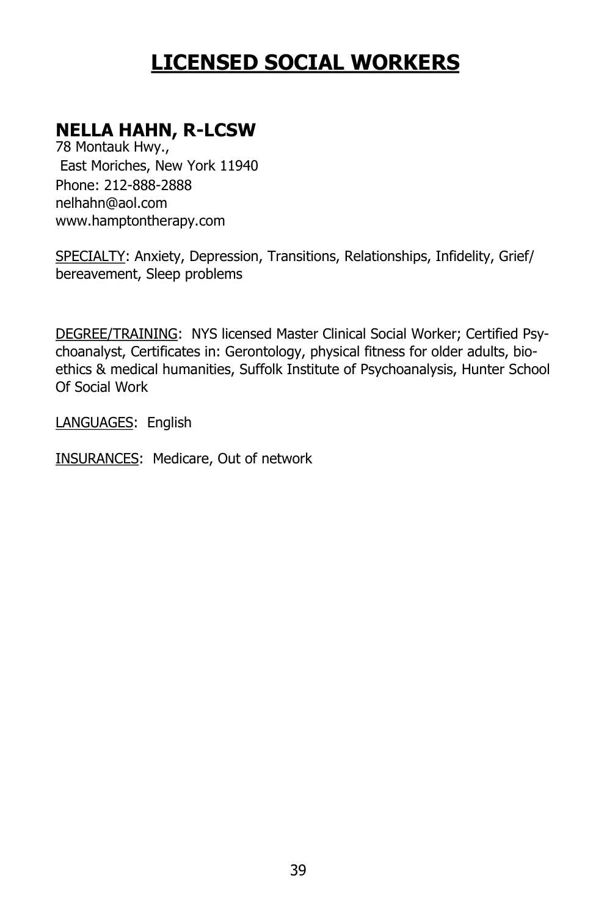# LICENSED SOCIAL WORKERS

## NELLA HAHN, R-LCSW

78 Montauk Hwy.,
East Moriches, New York 11940
Phone: 212-888-2888
nelhahn@aol.com
www.hamptontherapy.com

SPECIALTY: Anxiety, Depression, Transitions, Relationships, Infidelity, Grief/bereavement, Sleep problems

DEGREE/TRAINING: NYS licensed Master Clinical Social Worker; Certified Psychoanalyst, Certificates in: Gerontology, physical fitness for older adults, bioethics & medical humanities, Suffolk Institute of Psychoanalysis, Hunter School Of Social Work

LANGUAGES: English

INSURANCES: Medicare, Out of network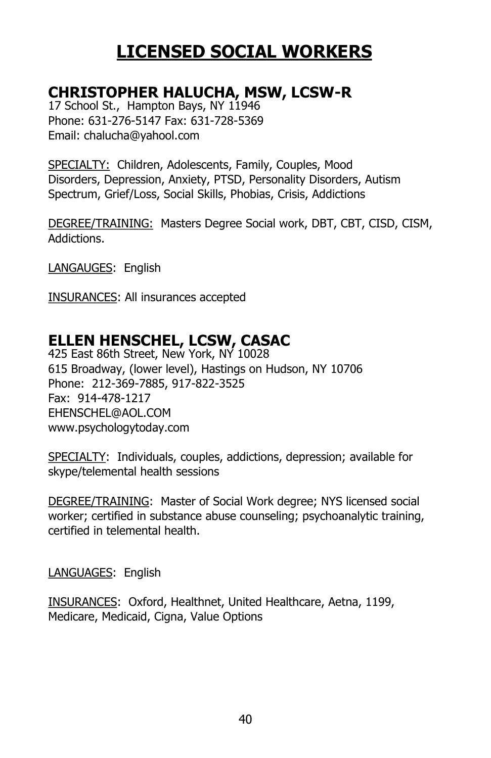# LICENSED SOCIAL WORKERS

## CHRISTOPHER HALUCHA, MSW, LCSW-R

17 School St., Hampton Bays, NY 11946
Phone: 631-276-5147 Fax: 631-728-5369
Email: chalucha@yahool.com

SPECIALTY: Children, Adolescents, Family, Couples, Mood Disorders, Depression, Anxiety, PTSD, Personality Disorders, Autism Spectrum, Grief/Loss, Social Skills, Phobias, Crisis, Addictions

DEGREE/TRAINING: Masters Degree Social work, DBT, CBT, CISD, CISM, Addictions.

LANGAUGES: English

INSURANCES: All insurances accepted

## ELLEN HENSCHEL, LCSW, CASAC

425 East 86th Street, New York, NY 10028
615 Broadway, (lower level), Hastings on Hudson, NY 10706
Phone: 212-369-7885, 917-822-3525
Fax: 914-478-1217
EHENSCHEL@AOL.COM
www.psychologytoday.com

SPECIALTY: Individuals, couples, addictions, depression; available for skype/telemental health sessions

DEGREE/TRAINING: Master of Social Work degree; NYS licensed social worker; certified in substance abuse counseling; psychoanalytic training, certified in telemental health.

LANGUAGES: English

INSURANCES: Oxford, Healthnet, United Healthcare, Aetna, 1199, Medicare, Medicaid, Cigna, Value Options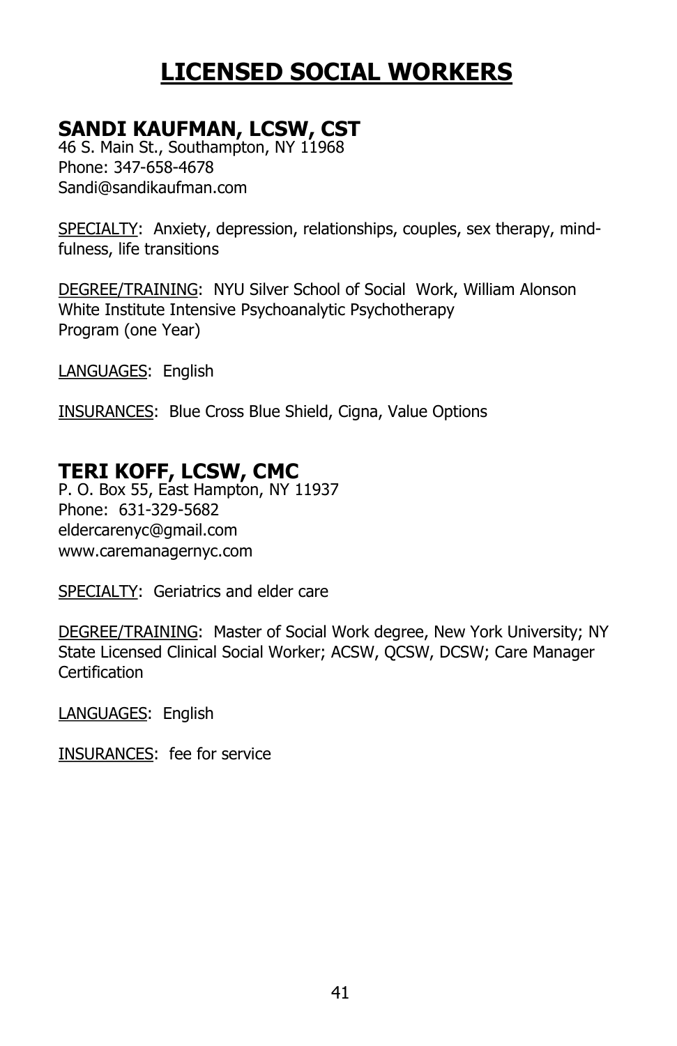# LICENSED SOCIAL WORKERS

## SANDI KAUFMAN, LCSW, CST

46 S. Main St., Southampton, NY 11968
Phone: 347-658-4678
Sandi@sandikaufman.com

SPECIALTY: Anxiety, depression, relationships, couples, sex therapy, mindfulness, life transitions

DEGREE/TRAINING: NYU Silver School of Social Work, William Alonson White Institute Intensive Psychoanalytic Psychotherapy Program (one Year)

LANGUAGES: English

INSURANCES: Blue Cross Blue Shield, Cigna, Value Options

## TERI KOFF, LCSW, CMC

P. O. Box 55, East Hampton, NY 11937
Phone: 631-329-5682
eldercarenyc@gmail.com
www.caremanagernyc.com

SPECIALTY: Geriatrics and elder care

DEGREE/TRAINING: Master of Social Work degree, New York University; NY State Licensed Clinical Social Worker; ACSW, QCSW, DCSW; Care Manager Certification

LANGUAGES: English

INSURANCES: fee for service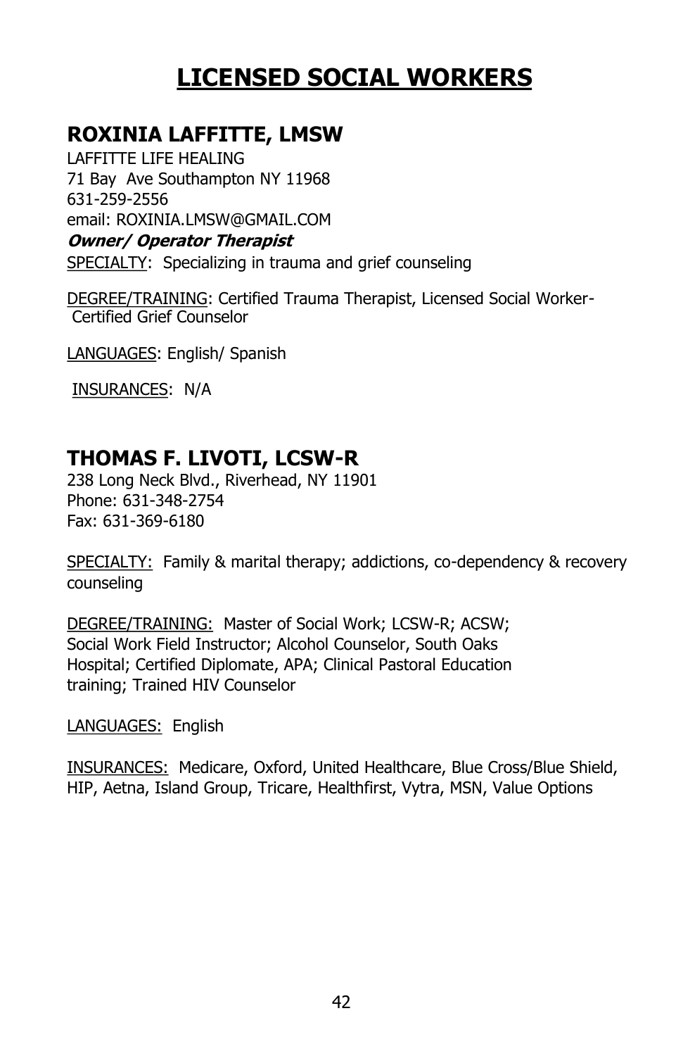# LICENSED SOCIAL WORKERS

## ROXINIA LAFFITTE, LMSW

LAFFITTE LIFE HEALING
71 Bay Ave Southampton NY 11968
631-259-2556
email: ROXINIA.LMSW@GMAIL.COM

***Owner/ Operator Therapist***

SPECIALTY: Specializing in trauma and grief counseling

DEGREE/TRAINING: Certified Trauma Therapist, Licensed Social Worker- Certified Grief Counselor

LANGUAGES: English/ Spanish

INSURANCES: N/A

## THOMAS F. LIVOTI, LCSW-R

238 Long Neck Blvd., Riverhead, NY 11901
Phone: 631-348-2754
Fax: 631-369-6180

SPECIALTY: Family & marital therapy; addictions, co-dependency & recovery counseling

DEGREE/TRAINING: Master of Social Work; LCSW-R; ACSW; Social Work Field Instructor; Alcohol Counselor, South Oaks Hospital; Certified Diplomate, APA; Clinical Pastoral Education training; Trained HIV Counselor

LANGUAGES: English

INSURANCES: Medicare, Oxford, United Healthcare, Blue Cross/Blue Shield, HIP, Aetna, Island Group, Tricare, Healthfirst, Vytra, MSN, Value Options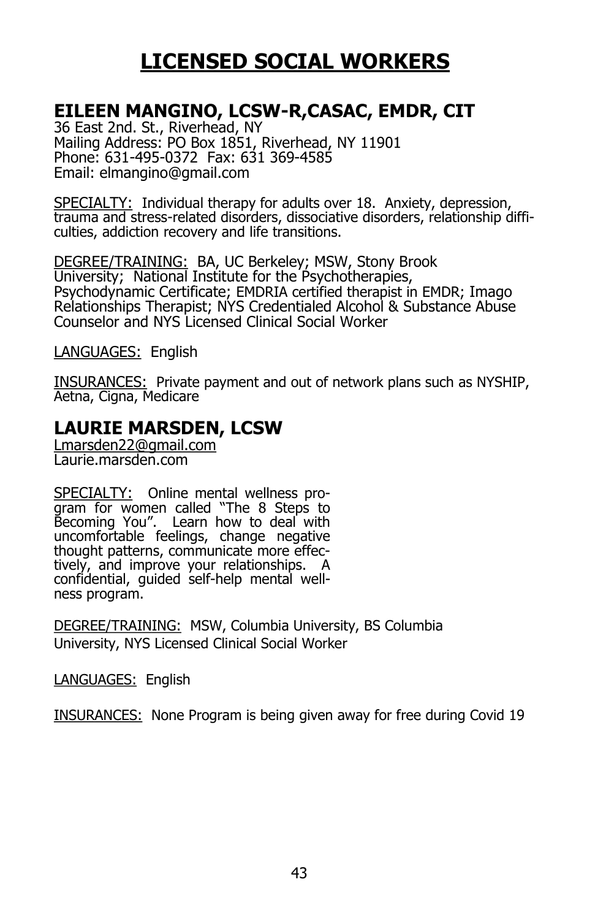# LICENSED SOCIAL WORKERS

## EILEEN MANGINO, LCSW-R,CASAC, EMDR, CIT

36 East 2nd. St., Riverhead, NY
Mailing Address: PO Box 1851, Riverhead, NY 11901
Phone: 631-495-0372 Fax: 631 369-4585
Email: elmangino@gmail.com

SPECIALTY: Individual therapy for adults over 18. Anxiety, depression, trauma and stress-related disorders, dissociative disorders, relationship difficulties, addiction recovery and life transitions.

DEGREE/TRAINING: BA, UC Berkeley; MSW, Stony Brook University; National Institute for the Psychotherapies, Psychodynamic Certificate; EMDRIA certified therapist in EMDR; Imago Relationships Therapist; NYS Credentialed Alcohol & Substance Abuse Counselor and NYS Licensed Clinical Social Worker

LANGUAGES: English

INSURANCES: Private payment and out of network plans such as NYSHIP, Aetna, Cigna, Medicare

## LAURIE MARSDEN, LCSW

Lmarsden22@gmail.com
Laurie.marsden.com

SPECIALTY: Online mental wellness program for women called "The 8 Steps to Becoming You". Learn how to deal with uncomfortable feelings, change negative thought patterns, communicate more effectively, and improve your relationships. A confidential, guided self-help mental wellness program.

DEGREE/TRAINING: MSW, Columbia University, BS Columbia University, NYS Licensed Clinical Social Worker

LANGUAGES: English

INSURANCES: None Program is being given away for free during Covid 19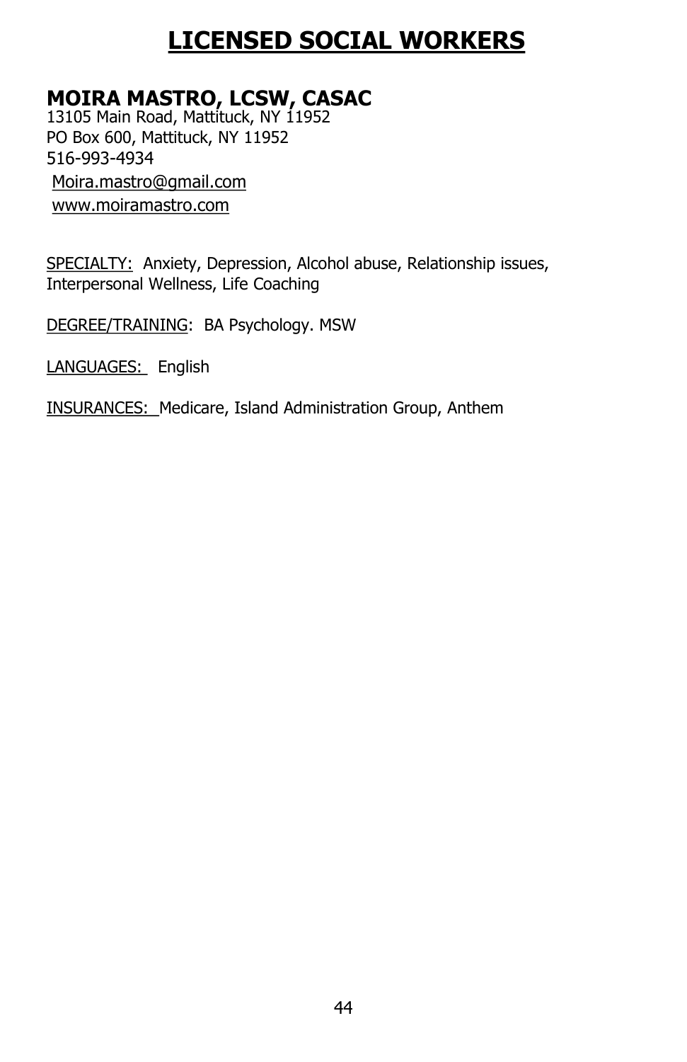# LICENSED SOCIAL WORKERS

## MOIRA MASTRO, LCSW, CASAC

13105 Main Road, Mattituck, NY 11952
PO Box 600, Mattituck, NY 11952
516-993-4934
Moira.mastro@gmail.com
www.moiramastro.com

SPECIALTY: Anxiety, Depression, Alcohol abuse, Relationship issues, Interpersonal Wellness, Life Coaching

DEGREE/TRAINING: BA Psychology. MSW

LANGUAGES: English

INSURANCES: Medicare, Island Administration Group, Anthem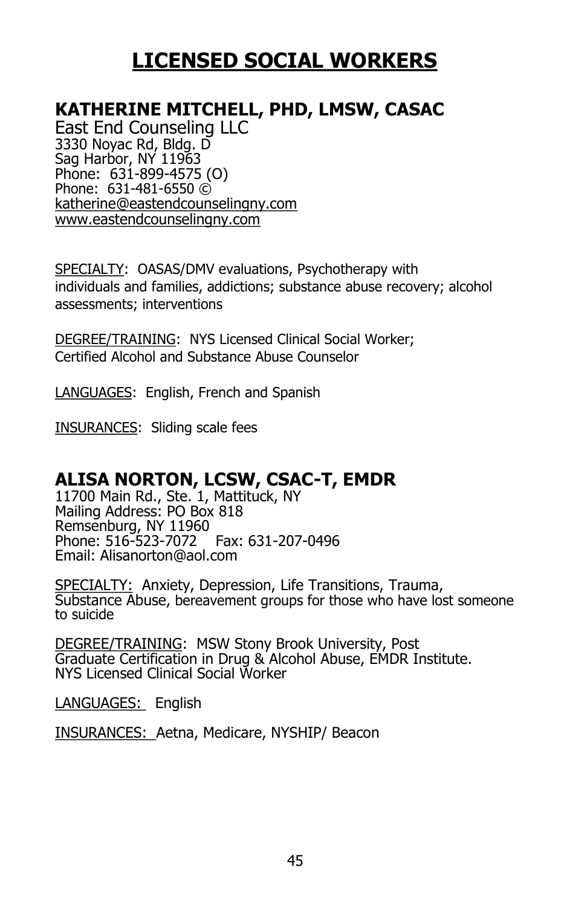# LICENSED SOCIAL WORKERS

## KATHERINE MITCHELL, PHD, LMSW, CASAC

East End Counseling LLC
3330 Noyac Rd, Bldg. D
Sag Harbor, NY 11963
Phone: 631-899-4575 (O)
Phone: 631-481-6550 ©
katherine@eastendcounselingny.com
www.eastendcounselingny.com

SPECIALTY: OASAS/DMV evaluations, Psychotherapy with individuals and families, addictions; substance abuse recovery; alcohol assessments; interventions

DEGREE/TRAINING: NYS Licensed Clinical Social Worker; Certified Alcohol and Substance Abuse Counselor

LANGUAGES: English, French and Spanish

INSURANCES: Sliding scale fees

## ALISA NORTON, LCSW, CSAC-T, EMDR

11700 Main Rd., Ste. 1, Mattituck, NY
Mailing Address: PO Box 818
Remsenburg, NY 11960
Phone: 516-523-7072 Fax: 631-207-0496
Email: Alisanorton@aol.com

SPECIALTY: Anxiety, Depression, Life Transitions, Trauma, Substance Abuse, bereavement groups for those who have lost someone to suicide

DEGREE/TRAINING: MSW Stony Brook University, Post Graduate Certification in Drug & Alcohol Abuse, EMDR Institute. NYS Licensed Clinical Social Worker

LANGUAGES: English

INSURANCES: Aetna, Medicare, NYSHIP/ Beacon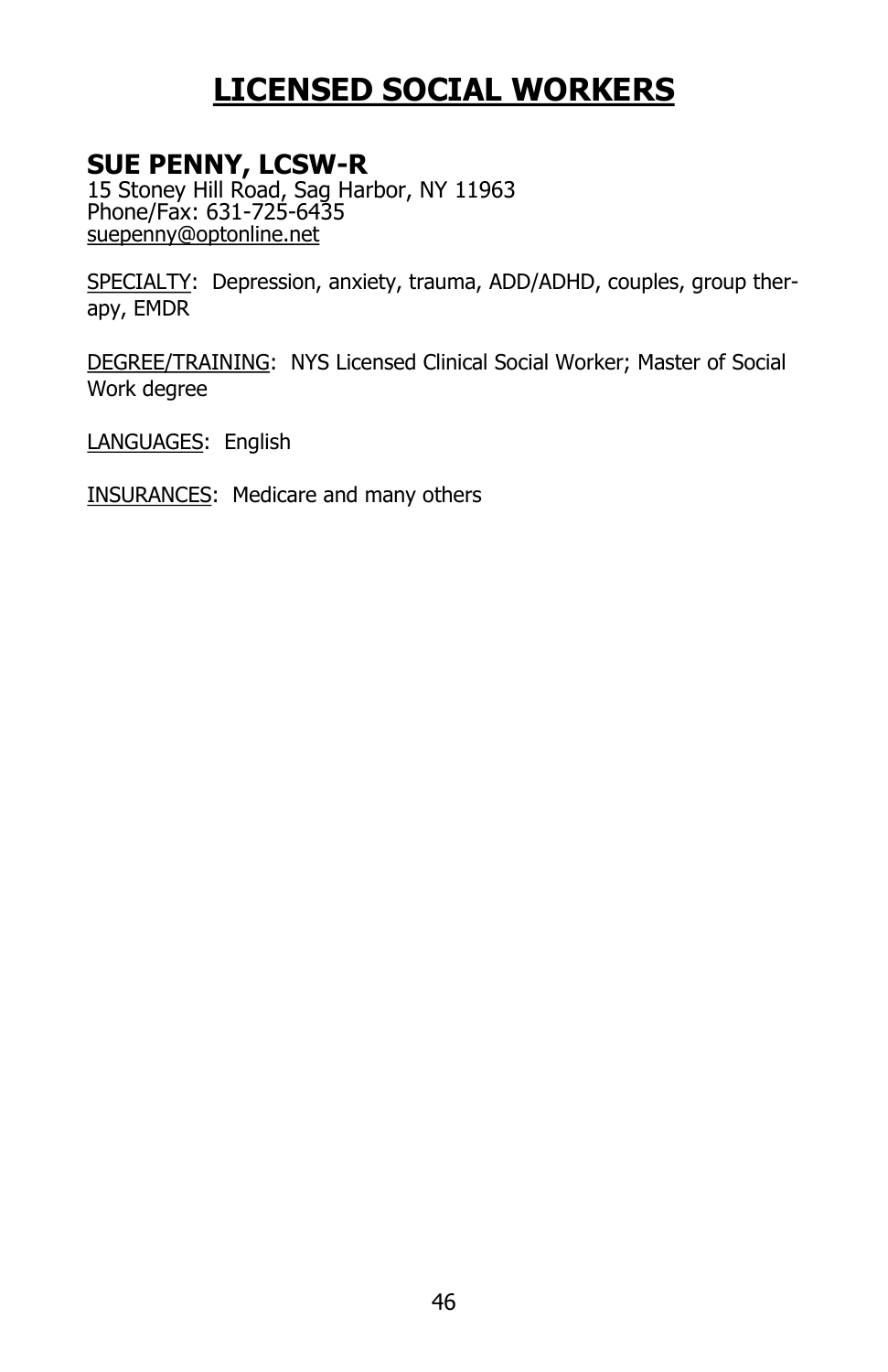# LICENSED SOCIAL WORKERS

## SUE PENNY, LCSW-R

15 Stoney Hill Road, Sag Harbor, NY 11963
Phone/Fax: 631-725-6435
suepenny@optonline.net

SPECIALTY: Depression, anxiety, trauma, ADD/ADHD, couples, group therapy, EMDR

DEGREE/TRAINING: NYS Licensed Clinical Social Worker; Master of Social Work degree

LANGUAGES: English

INSURANCES: Medicare and many others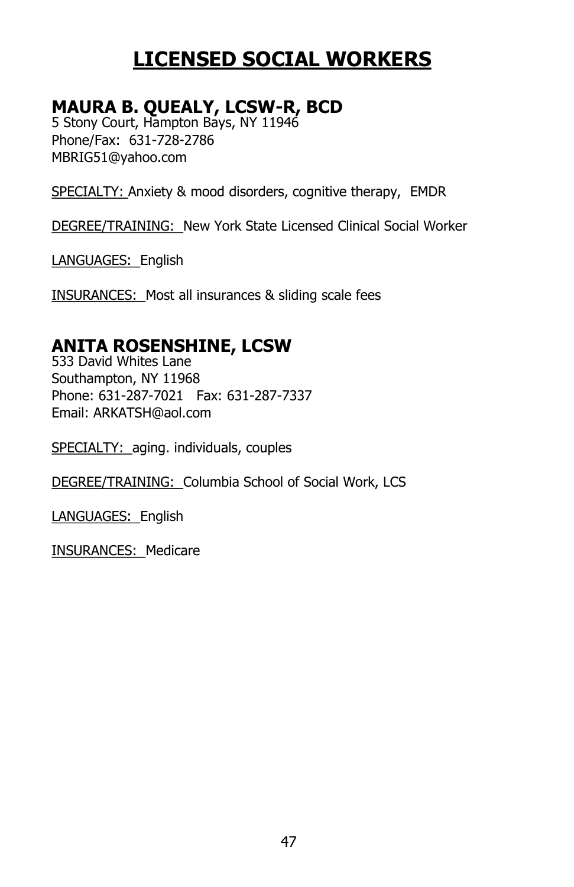# LICENSED SOCIAL WORKERS

## MAURA B. QUEALY, LCSW-R, BCD

5 Stony Court, Hampton Bays, NY 11946
Phone/Fax: 631-728-2786
MBRIG51@yahoo.com

SPECIALTY: Anxiety & mood disorders, cognitive therapy, EMDR

DEGREE/TRAINING: New York State Licensed Clinical Social Worker

LANGUAGES: English

INSURANCES: Most all insurances & sliding scale fees

## ANITA ROSENSHINE, LCSW

533 David Whites Lane
Southampton, NY 11968
Phone: 631-287-7021 Fax: 631-287-7337
Email: ARKATSH@aol.com

SPECIALTY: aging. individuals, couples

DEGREE/TRAINING: Columbia School of Social Work, LCS

LANGUAGES: English

INSURANCES: Medicare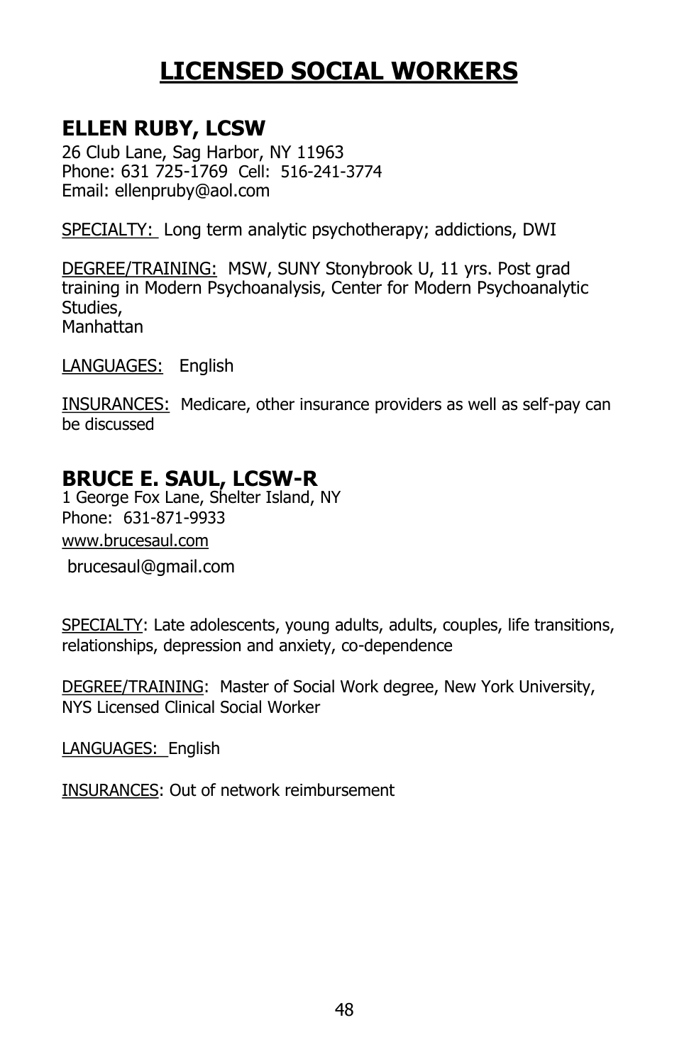# LICENSED SOCIAL WORKERS

## ELLEN RUBY, LCSW

26 Club Lane, Sag Harbor, NY 11963
Phone: 631 725-1769 Cell: 516-241-3774
Email: ellenpruby@aol.com

SPECIALTY: Long term analytic psychotherapy; addictions, DWI

DEGREE/TRAINING: MSW, SUNY Stonybrook U, 11 yrs. Post grad training in Modern Psychoanalysis, Center for Modern Psychoanalytic Studies,
Manhattan

LANGUAGES: English

INSURANCES: Medicare, other insurance providers as well as self-pay can be discussed

## BRUCE E. SAUL, LCSW-R

1 George Fox Lane, Shelter Island, NY
Phone: 631-871-9933
www.brucesaul.com
brucesaul@gmail.com

SPECIALTY: Late adolescents, young adults, adults, couples, life transitions, relationships, depression and anxiety, co-dependence

DEGREE/TRAINING: Master of Social Work degree, New York University, NYS Licensed Clinical Social Worker

LANGUAGES: English

INSURANCES: Out of network reimbursement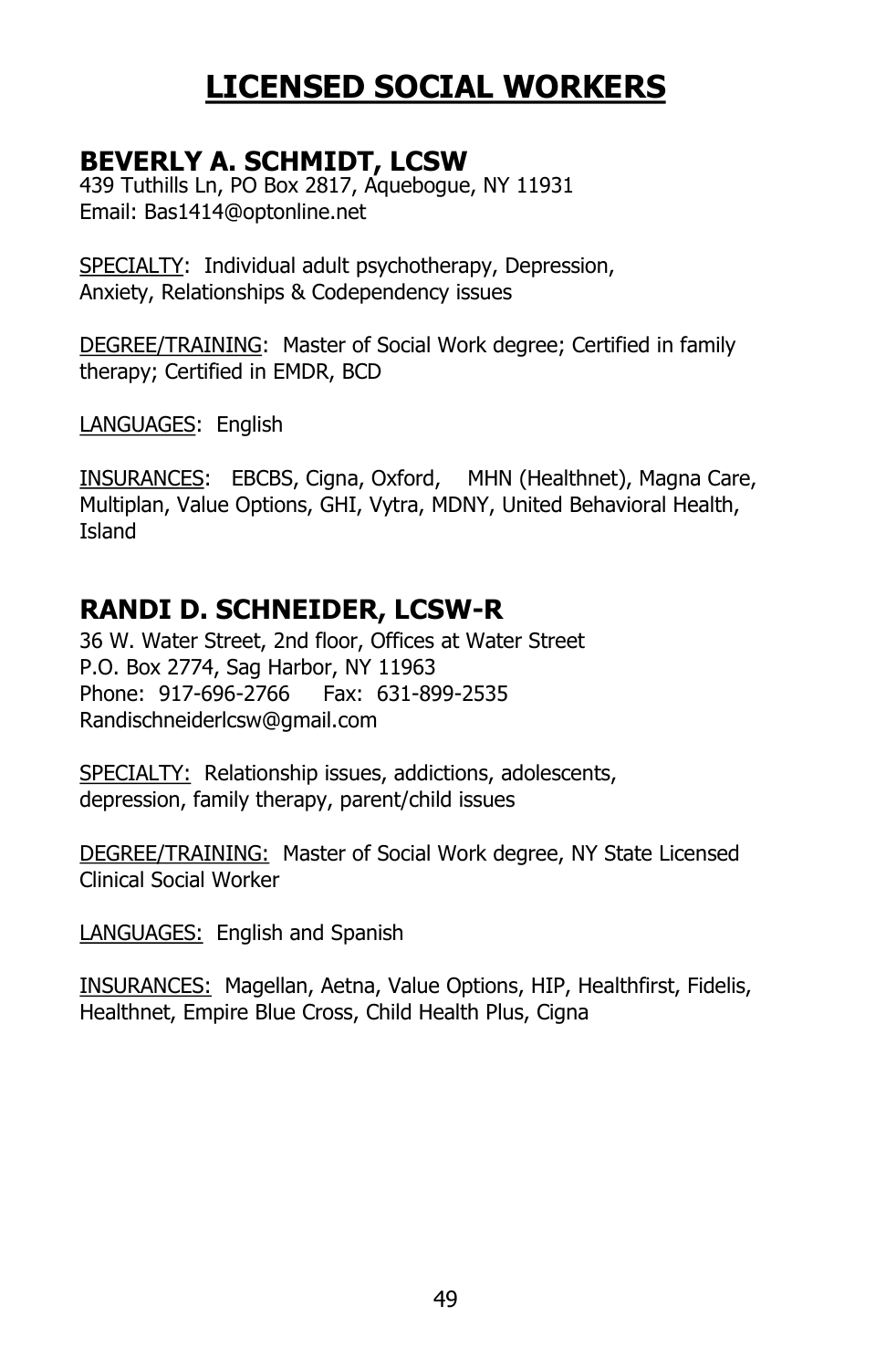# LICENSED SOCIAL WORKERS

## BEVERLY A. SCHMIDT, LCSW

439 Tuthills Ln, PO Box 2817, Aquebogue, NY 11931
Email: Bas1414@optonline.net

SPECIALTY: Individual adult psychotherapy, Depression, Anxiety, Relationships & Codependency issues

DEGREE/TRAINING: Master of Social Work degree; Certified in family therapy; Certified in EMDR, BCD

LANGUAGES: English

INSURANCES: EBCBS, Cigna, Oxford, MHN (Healthnet), Magna Care, Multiplan, Value Options, GHI, Vytra, MDNY, United Behavioral Health, Island

## RANDI D. SCHNEIDER, LCSW-R

36 W. Water Street, 2nd floor, Offices at Water Street
P.O. Box 2774, Sag Harbor, NY 11963
Phone: 917-696-2766 Fax: 631-899-2535
Randischneiderlcsw@gmail.com

SPECIALTY: Relationship issues, addictions, adolescents, depression, family therapy, parent/child issues

DEGREE/TRAINING: Master of Social Work degree, NY State Licensed Clinical Social Worker

LANGUAGES: English and Spanish

INSURANCES: Magellan, Aetna, Value Options, HIP, Healthfirst, Fidelis, Healthnet, Empire Blue Cross, Child Health Plus, Cigna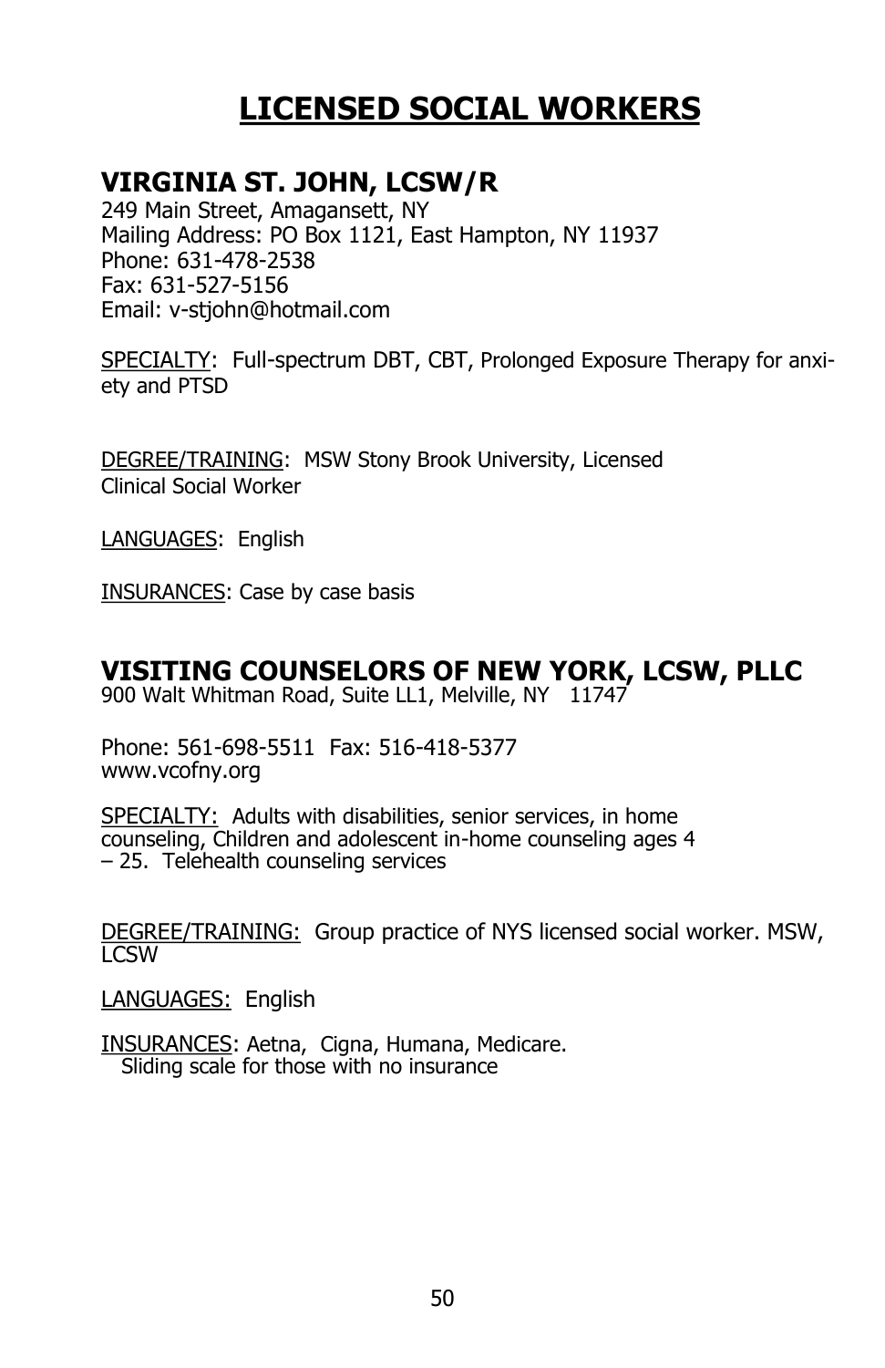# LICENSED SOCIAL WORKERS

## VIRGINIA ST. JOHN, LCSW/R

249 Main Street, Amagansett, NY
Mailing Address: PO Box 1121, East Hampton, NY 11937
Phone: 631-478-2538
Fax: 631-527-5156
Email: v-stjohn@hotmail.com

SPECIALTY: Full-spectrum DBT, CBT, Prolonged Exposure Therapy for anxiety and PTSD

DEGREE/TRAINING: MSW Stony Brook University, Licensed Clinical Social Worker

LANGUAGES: English

INSURANCES: Case by case basis

## VISITING COUNSELORS OF NEW YORK, LCSW, PLLC

900 Walt Whitman Road, Suite LL1, Melville, NY 11747

Phone: 561-698-5511 Fax: 516-418-5377
www.vcofny.org

SPECIALTY: Adults with disabilities, senior services, in home counseling, Children and adolescent in-home counseling ages 4 – 25. Telehealth counseling services

DEGREE/TRAINING: Group practice of NYS licensed social worker. MSW, LCSW

LANGUAGES: English

INSURANCES: Aetna, Cigna, Humana, Medicare.
Sliding scale for those with no insurance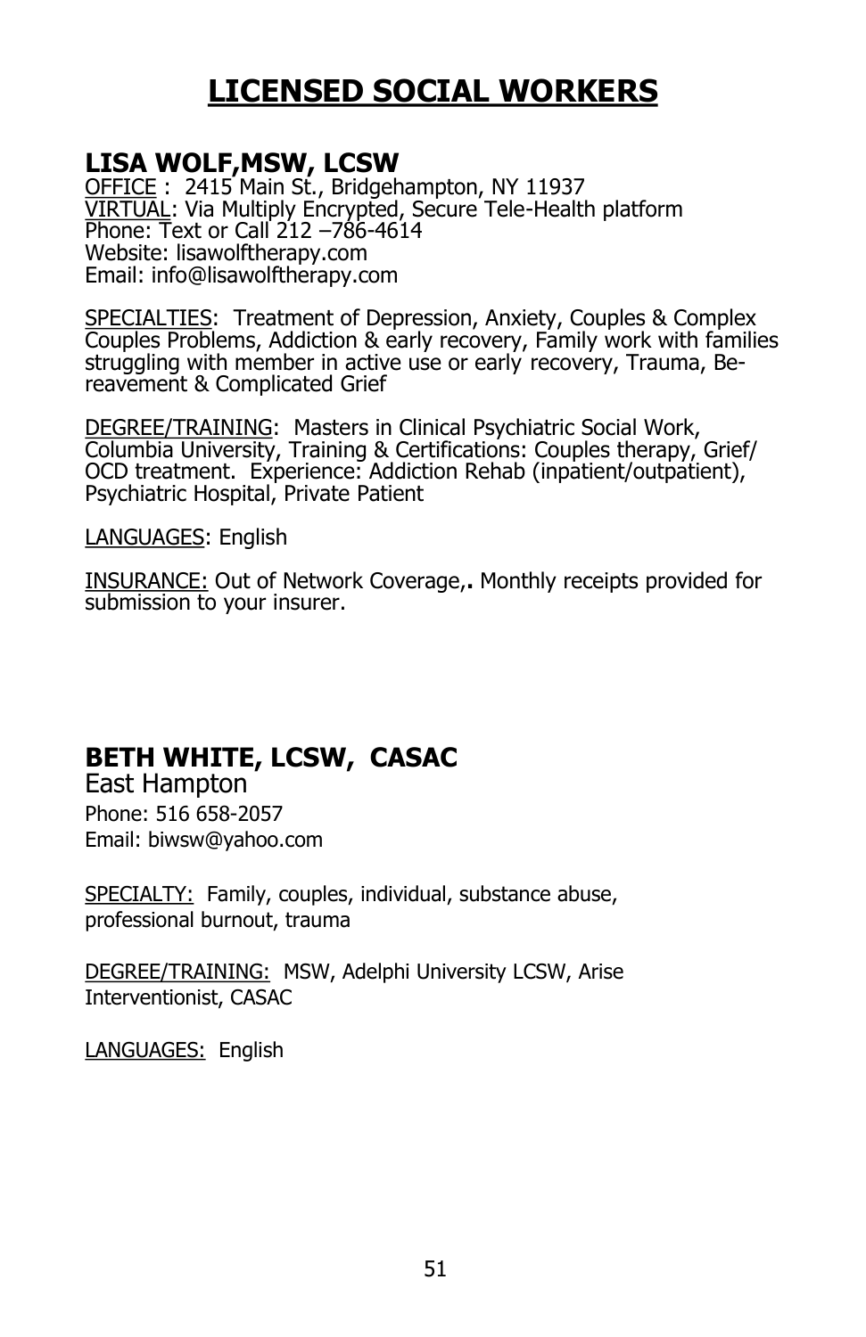# LICENSED SOCIAL WORKERS

## LISA WOLF,MSW, LCSW

OFFICE : 2415 Main St., Bridgehampton, NY 11937
VIRTUAL: Via Multiply Encrypted, Secure Tele-Health platform
Phone: Text or Call 212 –786-4614
Website: lisawolftherapy.com
Email: info@lisawolftherapy.com

SPECIALTIES: Treatment of Depression, Anxiety, Couples & Complex Couples Problems, Addiction & early recovery, Family work with families struggling with member in active use or early recovery, Trauma, Bereavement & Complicated Grief

DEGREE/TRAINING: Masters in Clinical Psychiatric Social Work, Columbia University, Training & Certifications: Couples therapy, Grief/ OCD treatment. Experience: Addiction Rehab (inpatient/outpatient), Psychiatric Hospital, Private Patient

LANGUAGES: English

INSURANCE: Out of Network Coverage,**.** Monthly receipts provided for submission to your insurer.

## BETH WHITE, LCSW, CASAC

East Hampton
Phone: 516 658-2057
Email: biwsw@yahoo.com

SPECIALTY: Family, couples, individual, substance abuse, professional burnout, trauma

DEGREE/TRAINING: MSW, Adelphi University LCSW, Arise Interventionist, CASAC

LANGUAGES: English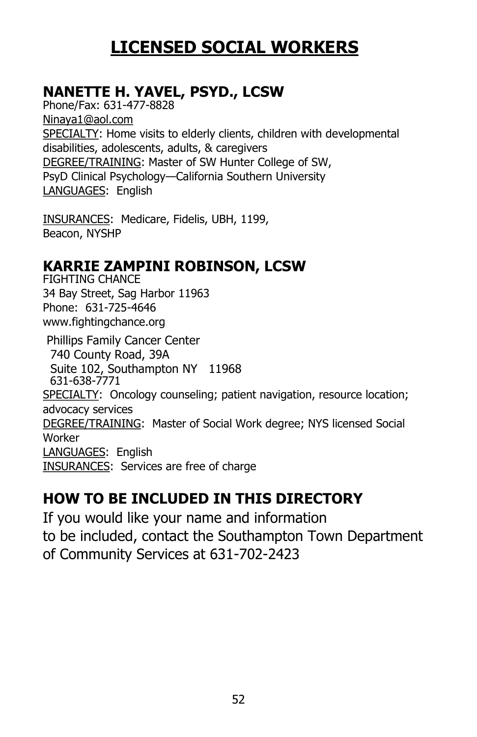# LICENSED SOCIAL WORKERS

## NANETTE H. YAVEL, PSYD., LCSW

Phone/Fax: 631-477-8828
Ninaya1@aol.com
SPECIALTY: Home visits to elderly clients, children with developmental disabilities, adolescents, adults, & caregivers
DEGREE/TRAINING: Master of SW Hunter College of SW,
PsyD Clinical Psychology—California Southern University
LANGUAGES: English

INSURANCES: Medicare, Fidelis, UBH, 1199,
Beacon, NYSHP

## KARRIE ZAMPINI ROBINSON, LCSW

FIGHTING CHANCE
34 Bay Street, Sag Harbor 11963
Phone: 631-725-4646
www.fightingchance.org

Phillips Family Cancer Center
740 County Road, 39A
Suite 102, Southampton NY 11968
631-638-7771

SPECIALTY: Oncology counseling; patient navigation, resource location; advocacy services
DEGREE/TRAINING: Master of Social Work degree; NYS licensed Social Worker
LANGUAGES: English
INSURANCES: Services are free of charge

## HOW TO BE INCLUDED IN THIS DIRECTORY

If you would like your name and information to be included, contact the Southampton Town Department of Community Services at 631-702-2423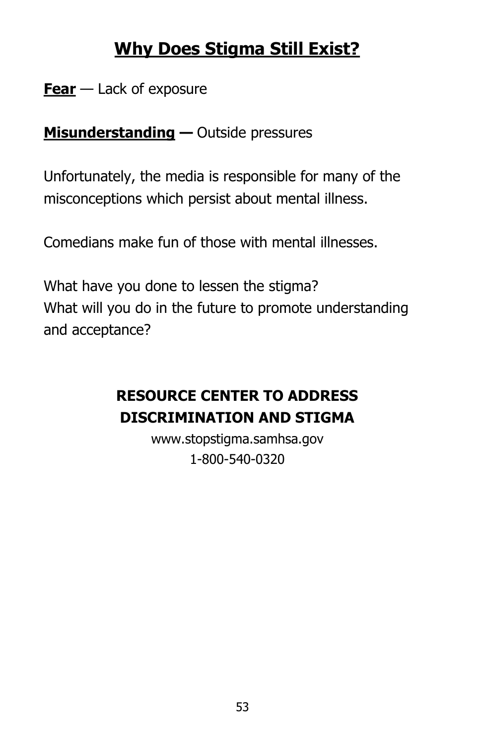# Why Does Stigma Still Exist?

**Fear** — Lack of exposure

**Misunderstanding —** Outside pressures

Unfortunately, the media is responsible for many of the misconceptions which persist about mental illness.

Comedians make fun of those with mental illnesses.

What have you done to lessen the stigma?
What will you do in the future to promote understanding and acceptance?

**RESOURCE CENTER TO ADDRESS DISCRIMINATION AND STIGMA**

www.stopstigma.samhsa.gov
1-800-540-0320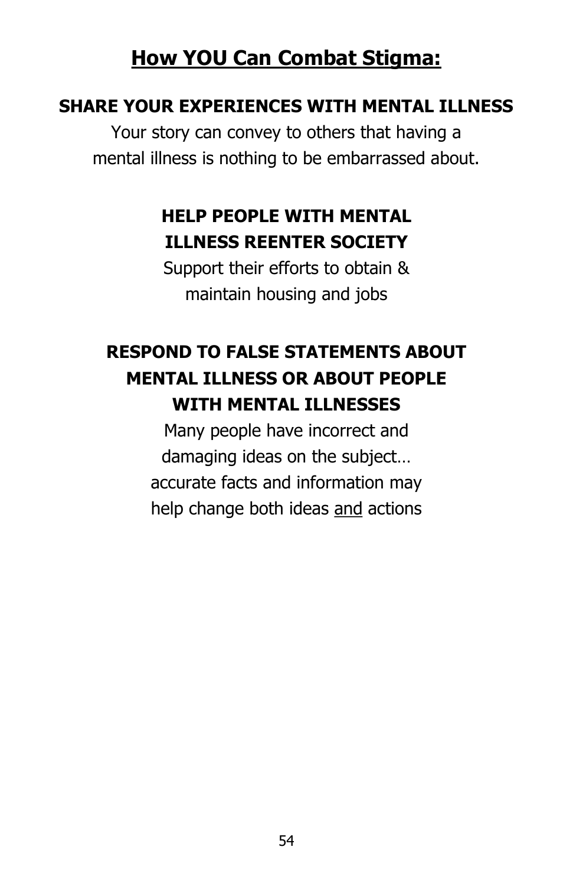# How YOU Can Combat Stigma:

**SHARE YOUR EXPERIENCES WITH MENTAL ILLNESS**

Your story can convey to others that having a mental illness is nothing to be embarrassed about.

**HELP PEOPLE WITH MENTAL ILLNESS REENTER SOCIETY**

Support their efforts to obtain & maintain housing and jobs

**RESPOND TO FALSE STATEMENTS ABOUT MENTAL ILLNESS OR ABOUT PEOPLE WITH MENTAL ILLNESSES**

Many people have incorrect and damaging ideas on the subject… accurate facts and information may help change both ideas <u>and</u> actions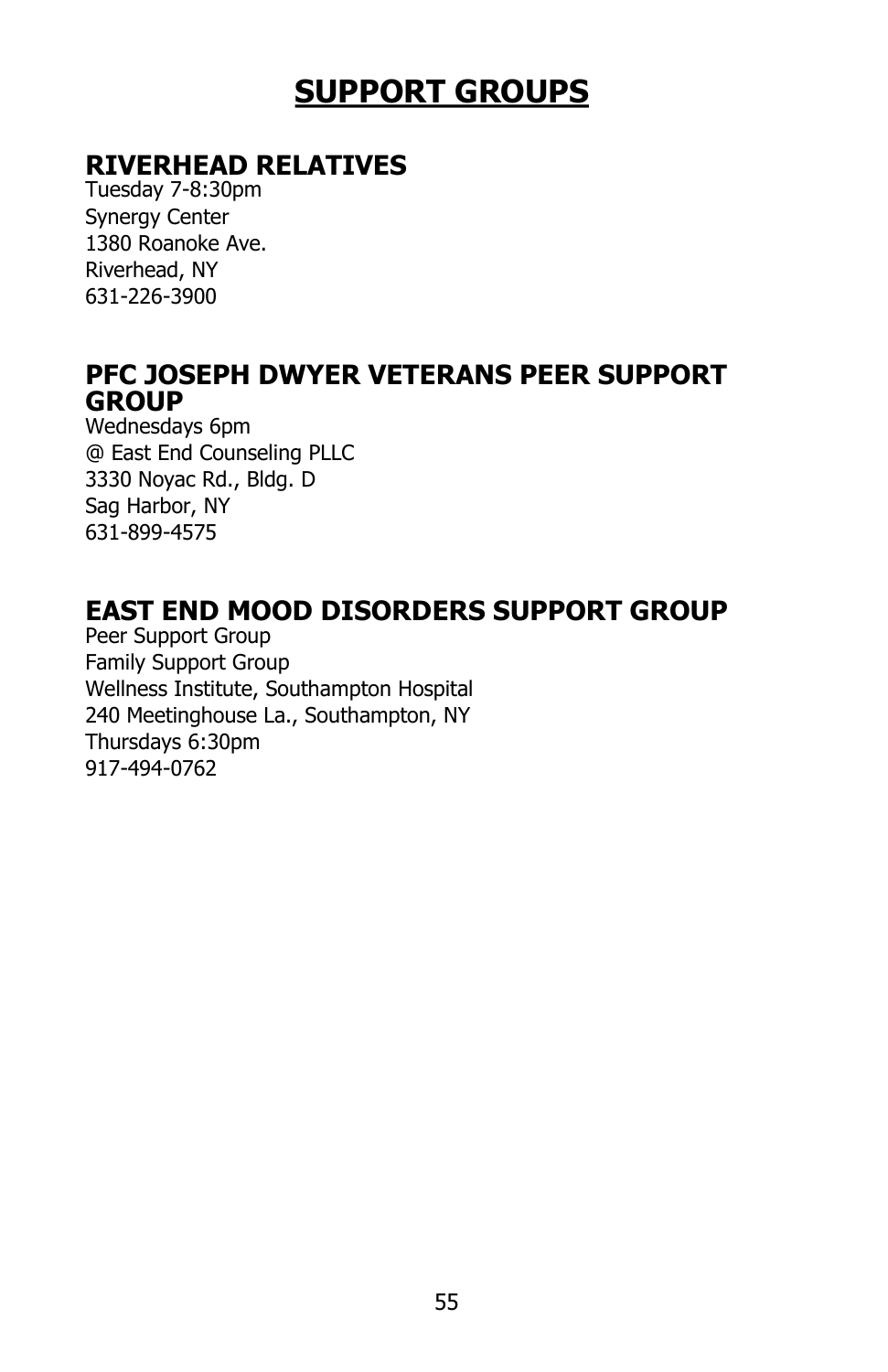# SUPPORT GROUPS

## RIVERHEAD RELATIVES

Tuesday 7-8:30pm
Synergy Center
1380 Roanoke Ave.
Riverhead, NY
631-226-3900

## PFC JOSEPH DWYER VETERANS PEER SUPPORT GROUP

Wednesdays 6pm
@ East End Counseling PLLC
3330 Noyac Rd., Bldg. D
Sag Harbor, NY
631-899-4575

## EAST END MOOD DISORDERS SUPPORT GROUP

Peer Support Group
Family Support Group
Wellness Institute, Southampton Hospital
240 Meetinghouse La., Southampton, NY
Thursdays 6:30pm
917-494-0762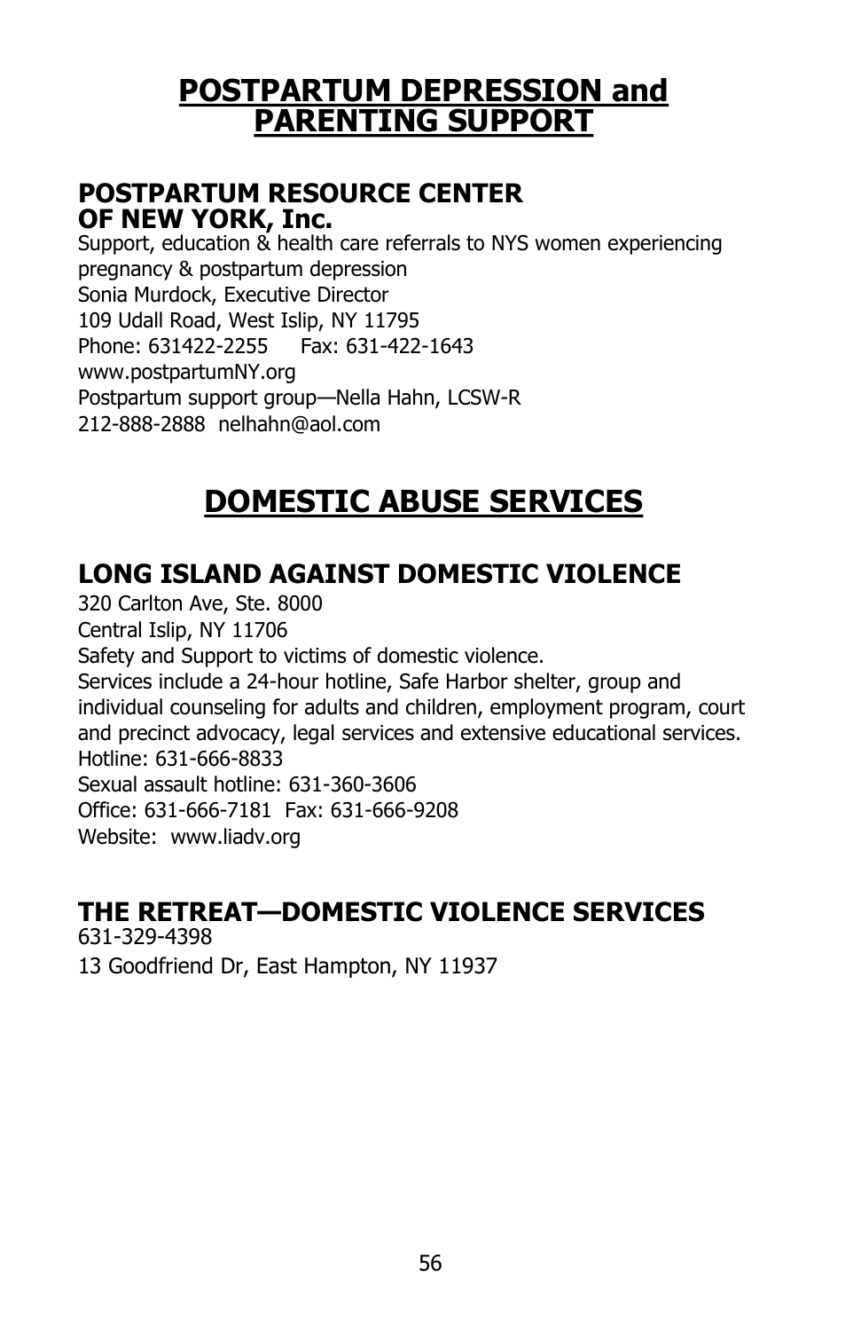# POSTPARTUM DEPRESSION and PARENTING SUPPORT

## POSTPARTUM RESOURCE CENTER OF NEW YORK, Inc.

Support, education & health care referrals to NYS women experiencing pregnancy & postpartum depression
Sonia Murdock, Executive Director
109 Udall Road, West Islip, NY 11795
Phone: 631422-2255 Fax: 631-422-1643
www.postpartumNY.org
Postpartum support group—Nella Hahn, LCSW-R
212-888-2888 nelhahn@aol.com

# DOMESTIC ABUSE SERVICES

## LONG ISLAND AGAINST DOMESTIC VIOLENCE

320 Carlton Ave, Ste. 8000
Central Islip, NY 11706
Safety and Support to victims of domestic violence.
Services include a 24-hour hotline, Safe Harbor shelter, group and individual counseling for adults and children, employment program, court and precinct advocacy, legal services and extensive educational services.
Hotline: 631-666-8833
Sexual assault hotline: 631-360-3606
Office: 631-666-7181 Fax: 631-666-9208
Website: www.liadv.org

## THE RETREAT—DOMESTIC VIOLENCE SERVICES

631-329-4398
13 Goodfriend Dr, East Hampton, NY 11937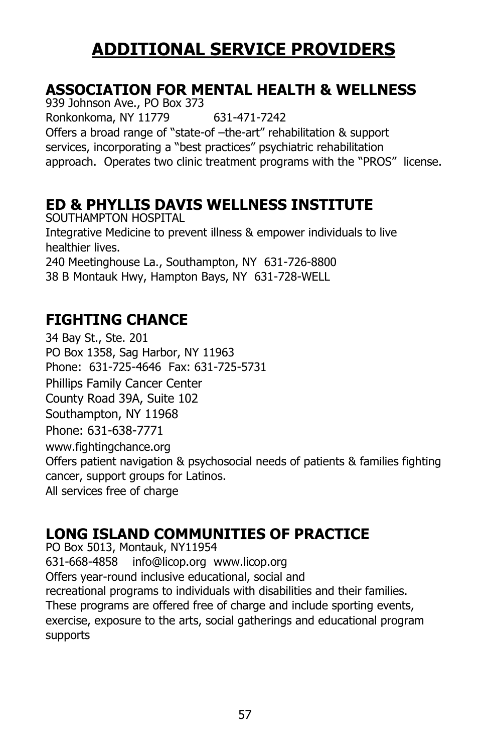# ADDITIONAL SERVICE PROVIDERS

## ASSOCIATION FOR MENTAL HEALTH & WELLNESS

939 Johnson Ave., PO Box 373
Ronkonkoma, NY 11779 631-471-7242
Offers a broad range of "state-of –the-art" rehabilitation & support services, incorporating a "best practices" psychiatric rehabilitation approach. Operates two clinic treatment programs with the "PROS" license.

## ED & PHYLLIS DAVIS WELLNESS INSTITUTE

SOUTHAMPTON HOSPITAL
Integrative Medicine to prevent illness & empower individuals to live healthier lives.
240 Meetinghouse La., Southampton, NY 631-726-8800
38 B Montauk Hwy, Hampton Bays, NY 631-728-WELL

## FIGHTING CHANCE

34 Bay St., Ste. 201
PO Box 1358, Sag Harbor, NY 11963
Phone: 631-725-4646 Fax: 631-725-5731
Phillips Family Cancer Center
County Road 39A, Suite 102
Southampton, NY 11968
Phone: 631-638-7771
www.fightingchance.org
Offers patient navigation & psychosocial needs of patients & families fighting cancer, support groups for Latinos.
All services free of charge

## LONG ISLAND COMMUNITIES OF PRACTICE

PO Box 5013, Montauk, NY11954
631-668-4858 info@licop.org www.licop.org
Offers year-round inclusive educational, social and recreational programs to individuals with disabilities and their families. These programs are offered free of charge and include sporting events, exercise, exposure to the arts, social gatherings and educational program supports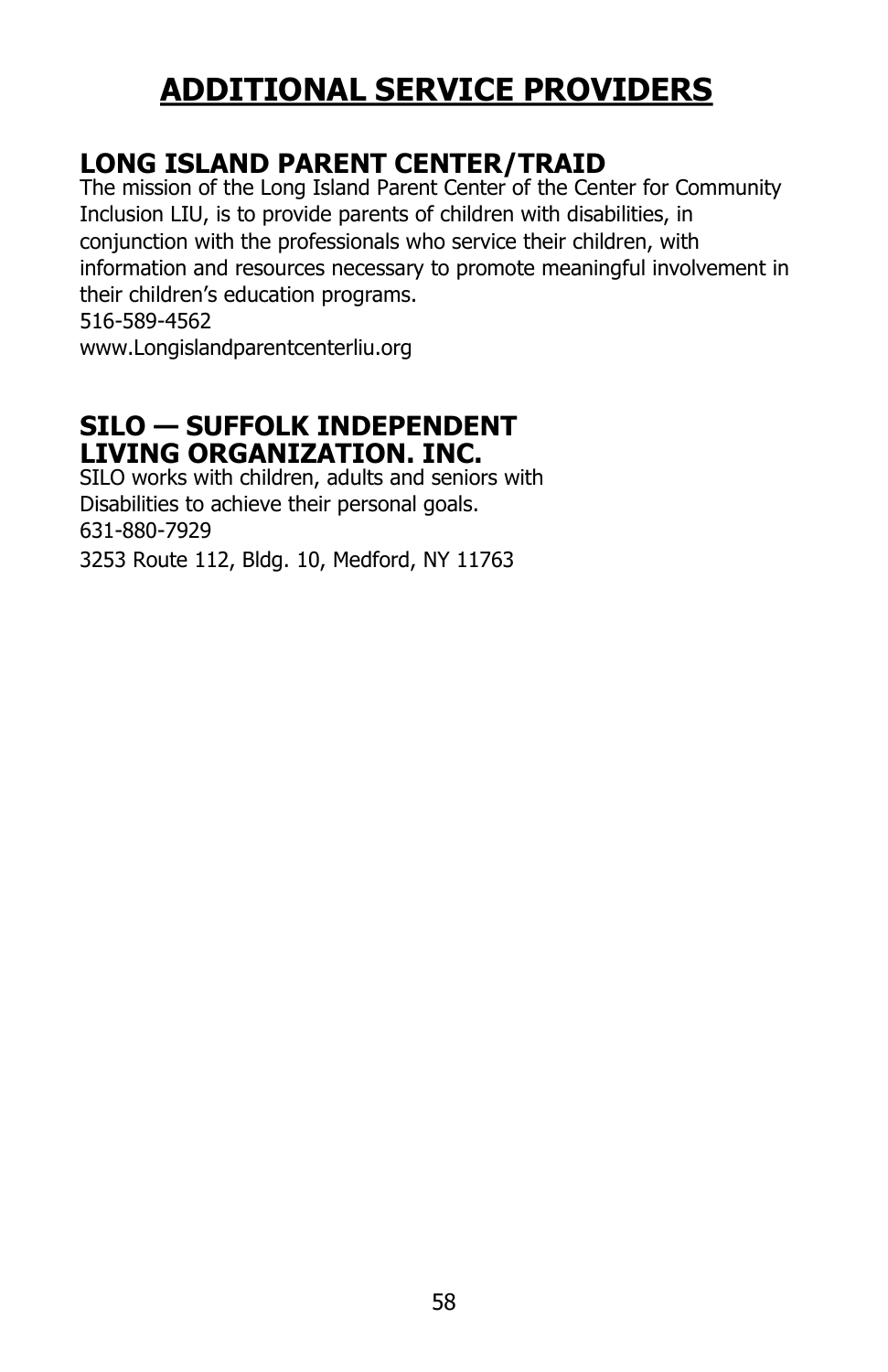# ADDITIONAL SERVICE PROVIDERS

## LONG ISLAND PARENT CENTER/TRAID

The mission of the Long Island Parent Center of the Center for Community Inclusion LIU, is to provide parents of children with disabilities, in conjunction with the professionals who service their children, with information and resources necessary to promote meaningful involvement in their children's education programs.

516-589-4562

www.Longislandparentcenterliu.org

## SILO — SUFFOLK INDEPENDENT LIVING ORGANIZATION. INC.

SILO works with children, adults and seniors with Disabilities to achieve their personal goals.

631-880-7929

3253 Route 112, Bldg. 10, Medford, NY 11763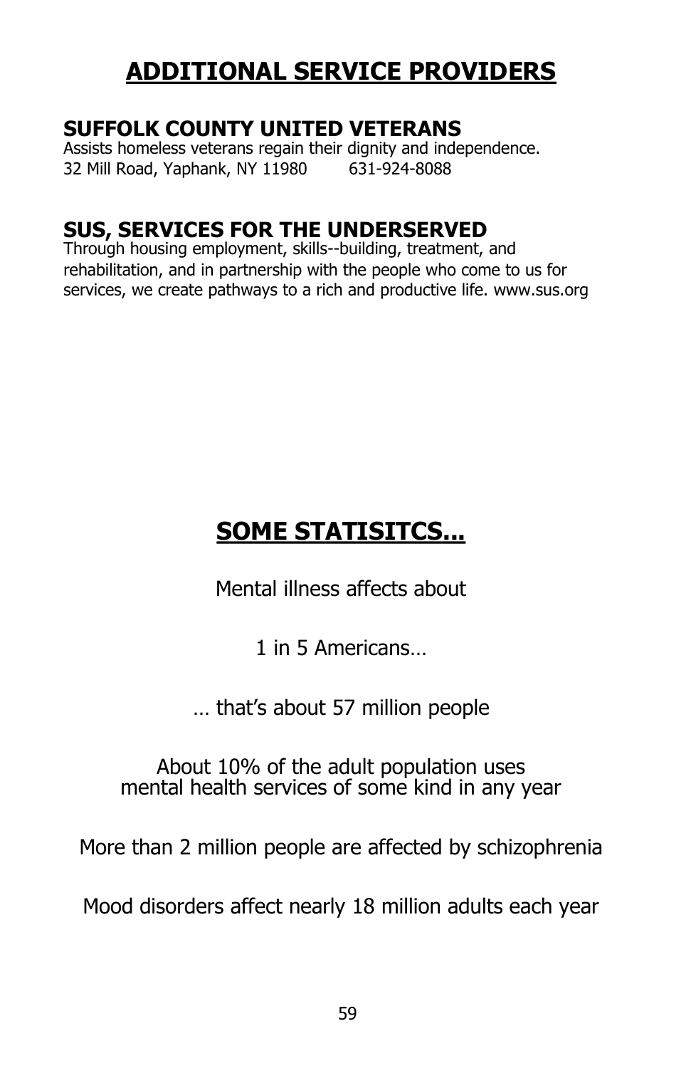# ADDITIONAL SERVICE PROVIDERS

## SUFFOLK COUNTY UNITED VETERANS

Assists homeless veterans regain their dignity and independence.
32 Mill Road, Yaphank, NY 11980 631-924-8088

## SUS, SERVICES FOR THE UNDERSERVED

Through housing employment, skills--building, treatment, and rehabilitation, and in partnership with the people who come to us for services, we create pathways to a rich and productive life. www.sus.org

# SOME STATISITCS...

Mental illness affects about

1 in 5 Americans…

… that's about 57 million people

About 10% of the adult population uses mental health services of some kind in any year

More than 2 million people are affected by schizophrenia

Mood disorders affect nearly 18 million adults each year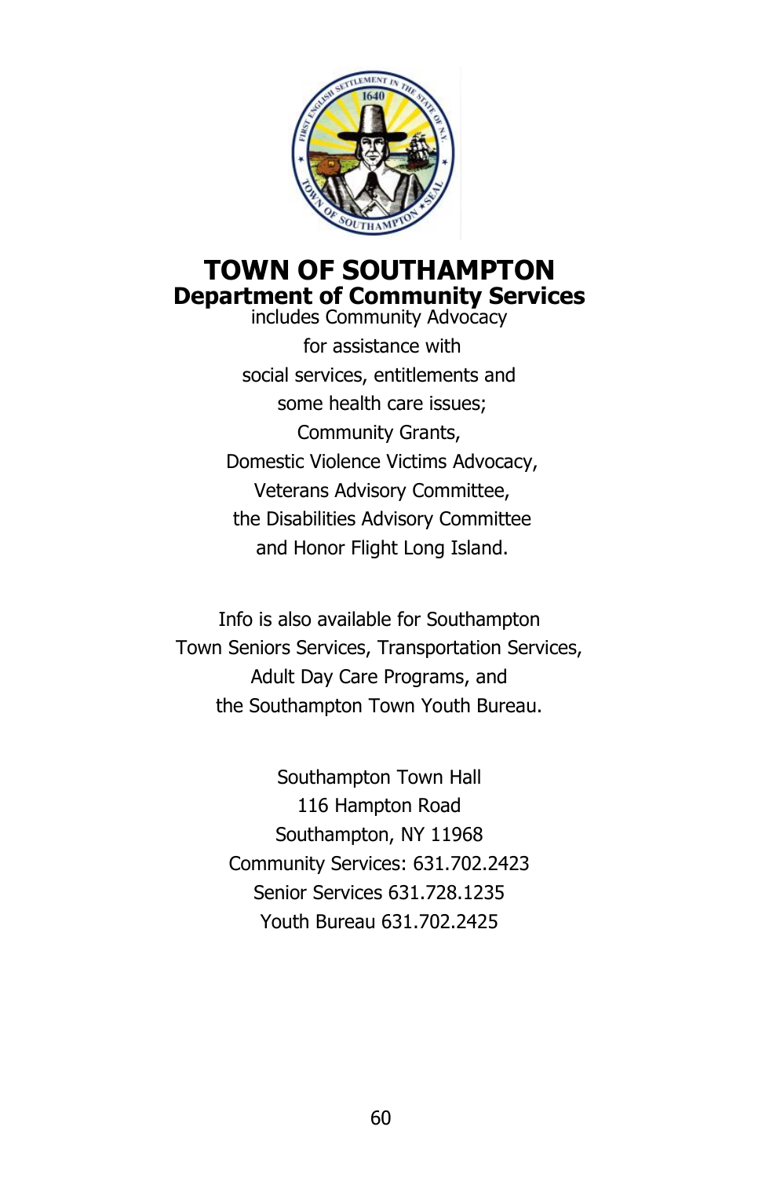# TOWN OF SOUTHAMPTON

## Department of Community Services

includes Community Advocacy
for assistance with
social services, entitlements and
some health care issues;
Community Grants,
Domestic Violence Victims Advocacy,
Veterans Advisory Committee,
the Disabilities Advisory Committee
and Honor Flight Long Island.

Info is also available for Southampton
Town Seniors Services, Transportation Services,
Adult Day Care Programs, and
the Southampton Town Youth Bureau.

Southampton Town Hall
116 Hampton Road
Southampton, NY 11968
Community Services: 631.702.2423
Senior Services 631.728.1235
Youth Bureau 631.702.2425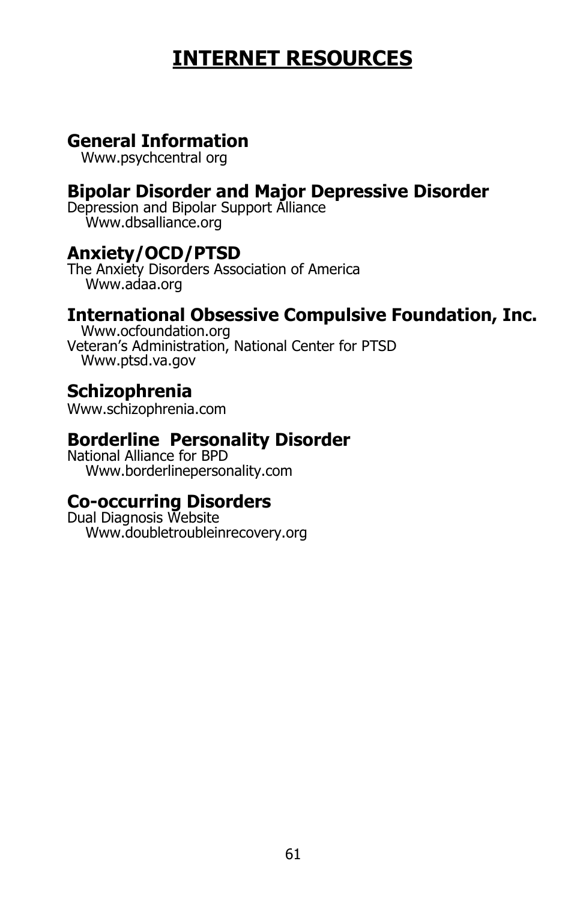# INTERNET RESOURCES

## General Information

Www.psychcentral org

## Bipolar Disorder and Major Depressive Disorder

Depression and Bipolar Support Alliance
Www.dbsalliance.org

## Anxiety/OCD/PTSD

The Anxiety Disorders Association of America
Www.adaa.org

## International Obsessive Compulsive Foundation, Inc.

Www.ocfoundation.org
Veteran's Administration, National Center for PTSD
Www.ptsd.va.gov

## Schizophrenia

Www.schizophrenia.com

## Borderline Personality Disorder

National Alliance for BPD
Www.borderlinepersonality.com

## Co-occurring Disorders

Dual Diagnosis Website
Www.doubletroubleinrecovery.org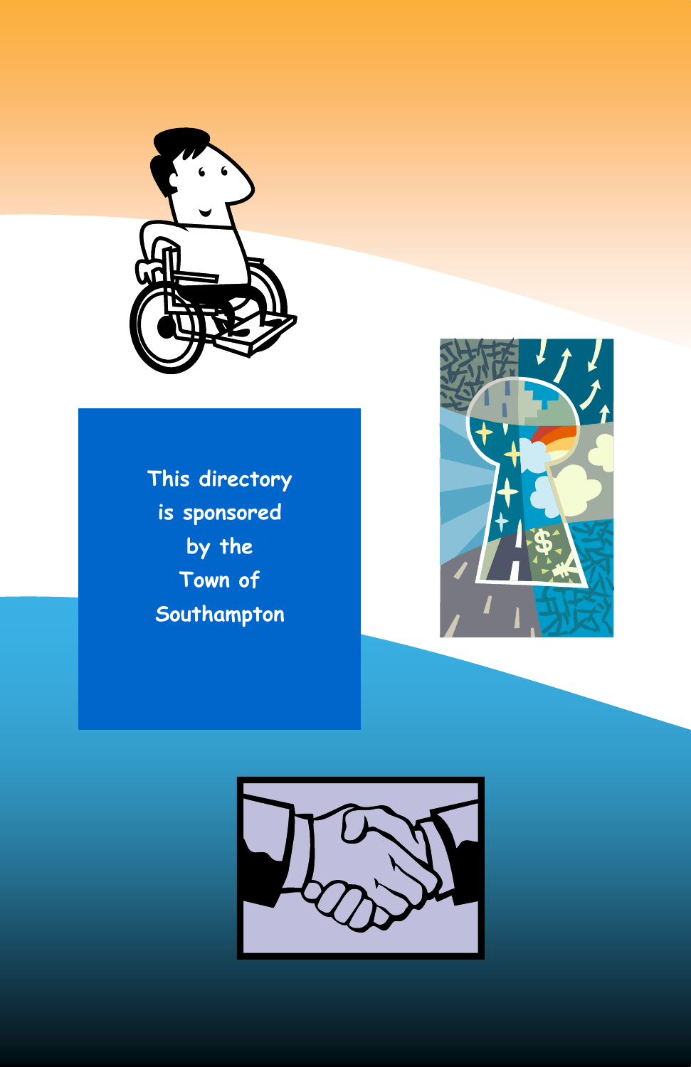This directory is sponsored by the Town of Southampton